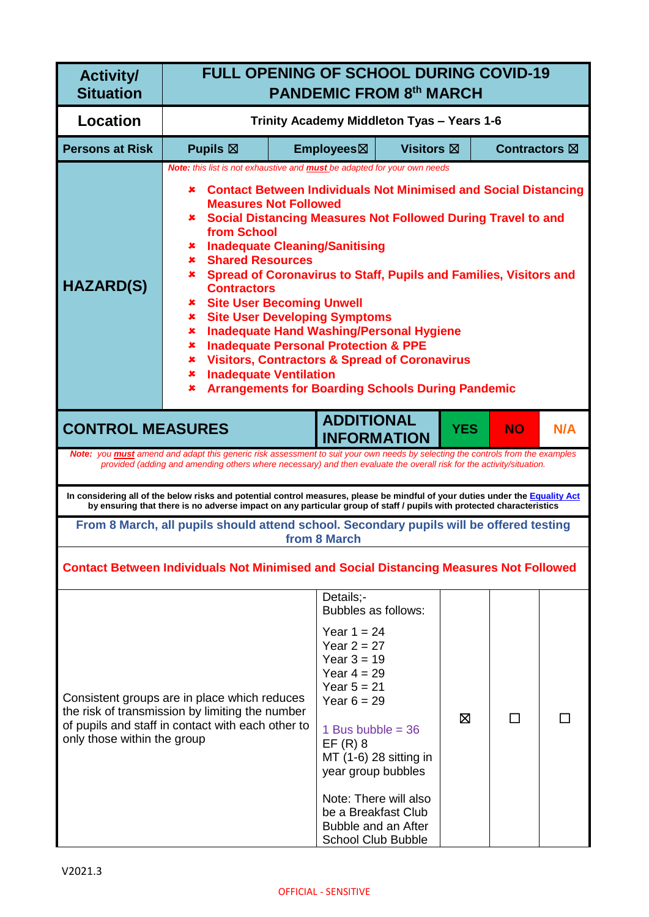| Activity/ Situation | FULL OPENING OF SCHOOL DURING COVID-19 PANDEMIC FROM 8th MARCH | | | |
|---|---|---|---|---|
| **Location** | **Trinity Academy Middleton Tyas – Years 1-6** | | | |
| **Persons at Risk** | **Pupils ☒** | **Employees☒** | **Visitors ☒** | **Contractors ☒** |
| **HAZARD(S)** | ***Note:** this list is not exhaustive and **must** be adapted for your own needs*<br>✘ **Contact Between Individuals Not Minimised and Social Distancing Measures Not Followed**<br>✘ **Social Distancing Measures Not Followed During Travel to and from School**<br>✘ **Inadequate Cleaning/Sanitising**<br>✘ **Shared Resources**<br>✘ **Spread of Coronavirus to Staff, Pupils and Families, Visitors and Contractors**<br>✘ **Site User Becoming Unwell**<br>✘ **Site User Developing Symptoms**<br>✘ **Inadequate Hand Washing/Personal Hygiene**<br>✘ **Inadequate Personal Protection & PPE**<br>✘ **Visitors, Contractors & Spread of Coronavirus**<br>✘ **Inadequate Ventilation**<br>✘ **Arrangements for Boarding Schools During Pandemic** | | | |

| CONTROL MEASURES | ADDITIONAL INFORMATION | YES | NO | N/A |
|---|---|---|---|---|
| ***Note:** you **must** amend and adapt this generic risk assessment to suit your own needs by selecting the controls from the examples provided (adding and amending others where necessary) and then evaluate the overall risk for the activity/situation.* | | | | |
| **In considering all of the below risks and potential control measures, please be mindful of your duties under the Equality Act by ensuring that there is no adverse impact on any particular group of staff / pupils with protected characteristics** | | | | |
| **From 8 March, all pupils should attend school. Secondary pupils will be offered testing from 8 March** | | | | |
| **Contact Between Individuals Not Minimised and Social Distancing Measures Not Followed** | | | | |
| Consistent groups are in place which reduces the risk of transmission by limiting the number of pupils and staff in contact with each other to only those within the group | Details;-<br>Bubbles as follows:<br>Year 1 = 24<br>Year 2 = 27<br>Year 3 = 19<br>Year 4 = 29<br>Year 5 = 21<br>Year 6 = 29<br>1 Bus bubble = 36<br>EF (R) 8<br>MT (1-6) 28 sitting in year group bubbles<br>Note: There will also be a Breakfast Club Bubble and an After School Club Bubble | ☒ | ☐ | ☐ |

V2021.3

OFFICIAL - SENSITIVE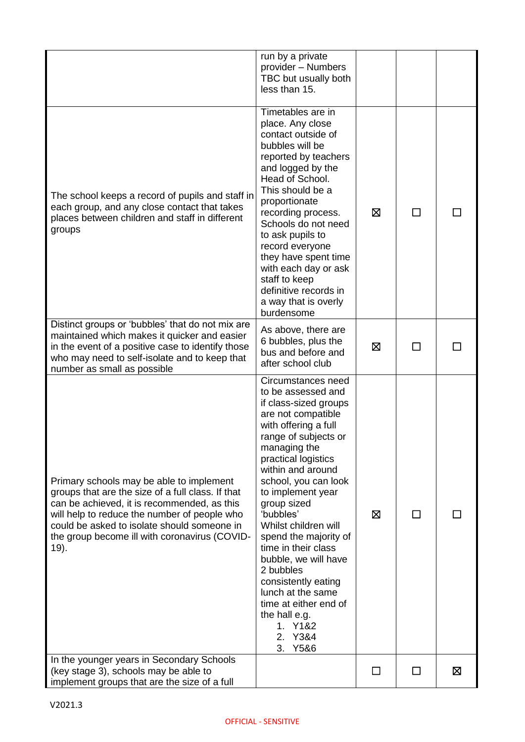| | | | | |
|---|---|---|---|---|
| | run by a private provider – Numbers TBC but usually both less than 15. | | | |
| The school keeps a record of pupils and staff in each group, and any close contact that takes places between children and staff in different groups | Timetables are in place. Any close contact outside of bubbles will be reported by teachers and logged by the Head of School. This should be a proportionate recording process. Schools do not need to ask pupils to record everyone they have spent time with each day or ask staff to keep definitive records in a way that is overly burdensome | ☒ | ☐ | ☐ |
| Distinct groups or 'bubbles' that do not mix are maintained which makes it quicker and easier in the event of a positive case to identify those who may need to self-isolate and to keep that number as small as possible | As above, there are 6 bubbles, plus the bus and before and after school club | ☒ | ☐ | ☐ |
| Primary schools may be able to implement groups that are the size of a full class. If that can be achieved, it is recommended, as this will help to reduce the number of people who could be asked to isolate should someone in the group become ill with coronavirus (COVID-19). | Circumstances need to be assessed and if class-sized groups are not compatible with offering a full range of subjects or managing the practical logistics within and around school, you can look to implement year group sized 'bubbles' Whilst children will spend the majority of time in their class bubble, we will have 2 bubbles consistently eating lunch at the same time at either end of the hall e.g. 1. Y1&2 2. Y3&4 3. Y5&6 | ☒ | ☐ | ☐ |
| In the younger years in Secondary Schools (key stage 3), schools may be able to implement groups that are the size of a full | | ☐ | ☐ | ☒ |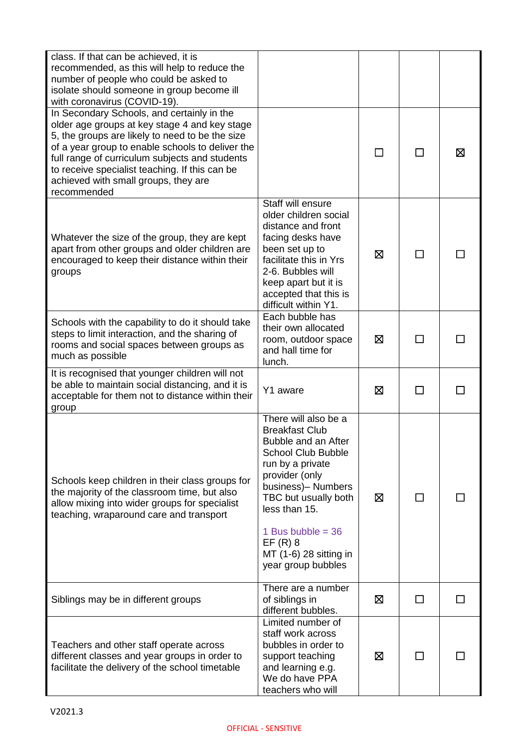| | | | | |
|---|---|---|---|---|
| class. If that can be achieved, it is recommended, as this will help to reduce the number of people who could be asked to isolate should someone in group become ill with coronavirus (COVID-19). | | | | |
| In Secondary Schools, and certainly in the older age groups at key stage 4 and key stage 5, the groups are likely to need to be the size of a year group to enable schools to deliver the full range of curriculum subjects and students to receive specialist teaching. If this can be achieved with small groups, they are recommended | | ☐ | ☐ | ☒ |
| Whatever the size of the group, they are kept apart from other groups and older children are encouraged to keep their distance within their groups | Staff will ensure older children social distance and front facing desks have been set up to facilitate this in Yrs 2-6. Bubbles will keep apart but it is accepted that this is difficult within Y1. | ☒ | ☐ | ☐ |
| Schools with the capability to do it should take steps to limit interaction, and the sharing of rooms and social spaces between groups as much as possible | Each bubble has their own allocated room, outdoor space and hall time for lunch. | ☒ | ☐ | ☐ |
| It is recognised that younger children will not be able to maintain social distancing, and it is acceptable for them not to distance within their group | Y1 aware | ☒ | ☐ | ☐ |
| Schools keep children in their class groups for the majority of the classroom time, but also allow mixing into wider groups for specialist teaching, wraparound care and transport | There will also be a Breakfast Club Bubble and an After School Club Bubble run by a private provider (only business)– Numbers TBC but usually both less than 15.<br><br>1 Bus bubble = 36<br>EF (R) 8<br>MT (1-6) 28 sitting in year group bubbles | ☒ | ☐ | ☐ |
| Siblings may be in different groups | There are a number of siblings in different bubbles. | ☒ | ☐ | ☐ |
| Teachers and other staff operate across different classes and year groups in order to facilitate the delivery of the school timetable | Limited number of staff work across bubbles in order to support teaching and learning e.g. We do have PPA teachers who will | ☒ | ☐ | ☐ |

V2021.3

OFFICIAL - SENSITIVE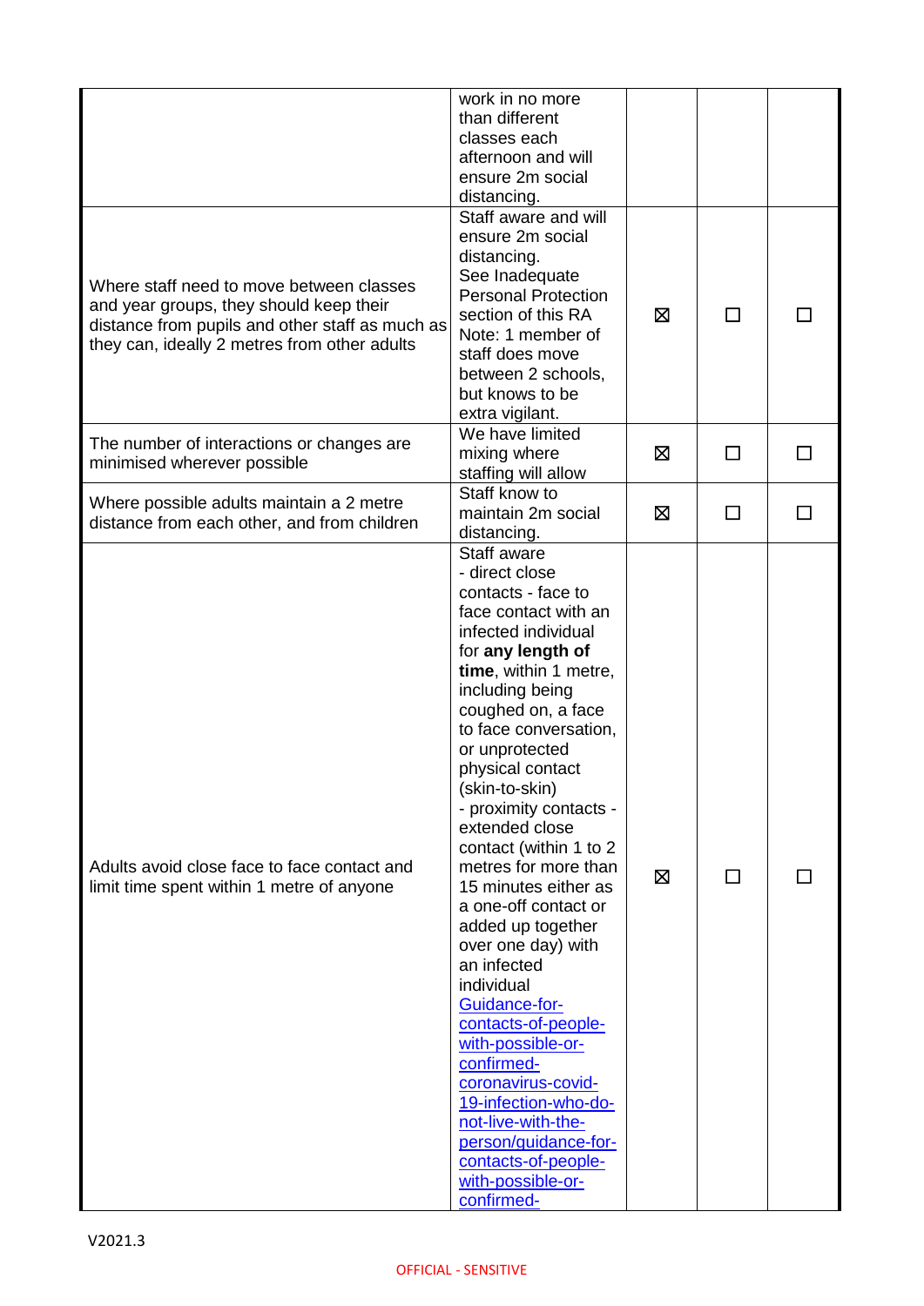| | | | | |
|---|---|---|---|---|
| | work in no more than different classes each afternoon and will ensure 2m social distancing. | | | |
| Where staff need to move between classes and year groups, they should keep their distance from pupils and other staff as much as they can, ideally 2 metres from other adults | Staff aware and will ensure 2m social distancing. See Inadequate Personal Protection section of this RA Note: 1 member of staff does move between 2 schools, but knows to be extra vigilant. | ☒ | ☐ | ☐ |
| The number of interactions or changes are minimised wherever possible | We have limited mixing where staffing will allow | ☒ | ☐ | ☐ |
| Where possible adults maintain a 2 metre distance from each other, and from children | Staff know to maintain 2m social distancing. | ☒ | ☐ | ☐ |
| Adults avoid close face to face contact and limit time spent within 1 metre of anyone | Staff aware - direct close contacts - face to face contact with an infected individual for **any length of time**, within 1 metre, including being coughed on, a face to face conversation, or unprotected physical contact (skin-to-skin) - proximity contacts - extended close contact (within 1 to 2 metres for more than 15 minutes either as a one-off contact or added up together over one day) with an infected individual Guidance-for-contacts-of-people-with-possible-or-confirmed-coronavirus-covid-19-infection-who-do-not-live-with-the-person/guidance-for-contacts-of-people-with-possible-or-confirmed- | ☒ | ☐ | ☐ |

V2021.3

OFFICIAL - SENSITIVE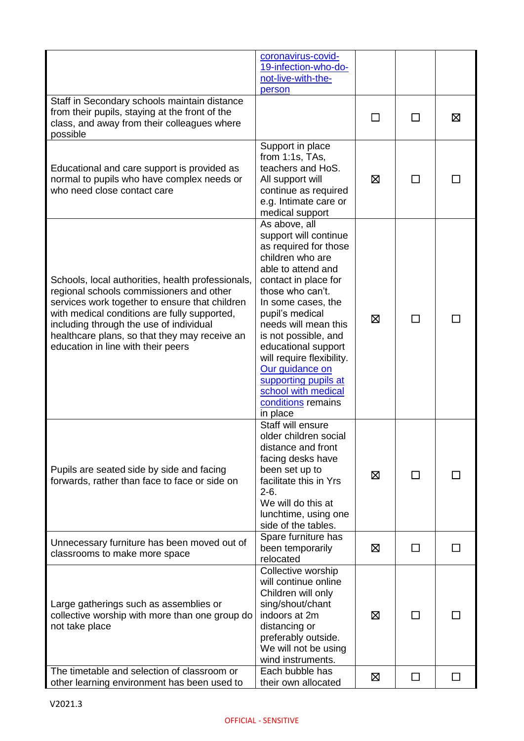| | | | | |
|---|---|---|---|---|
| | [coronavirus-covid-19-infection-who-do-not-live-with-the-person]() | | | |
| Staff in Secondary schools maintain distance from their pupils, staying at the front of the class, and away from their colleagues where possible | | ☐ | ☐ | ☒ |
| Educational and care support is provided as normal to pupils who have complex needs or who need close contact care | Support in place from 1:1s, TAs, teachers and HoS. All support will continue as required e.g. Intimate care or medical support | ☒ | ☐ | ☐ |
| Schools, local authorities, health professionals, regional schools commissioners and other services work together to ensure that children with medical conditions are fully supported, including through the use of individual healthcare plans, so that they may receive an education in line with their peers | As above, all support will continue as required for those children who are able to attend and contact in place for those who can't. In some cases, the pupil's medical needs will mean this is not possible, and educational support will require flexibility. [Our guidance on supporting pupils at school with medical conditions]() remains in place | ☒ | ☐ | ☐ |
| Pupils are seated side by side and facing forwards, rather than face to face or side on | Staff will ensure older children social distance and front facing desks have been set up to facilitate this in Yrs 2-6. We will do this at lunchtime, using one side of the tables. | ☒ | ☐ | ☐ |
| Unnecessary furniture has been moved out of classrooms to make more space | Spare furniture has been temporarily relocated | ☒ | ☐ | ☐ |
| Large gatherings such as assemblies or collective worship with more than one group do not take place | Collective worship will continue online Children will only sing/shout/chant indoors at 2m distancing or preferably outside. We will not be using wind instruments. | ☒ | ☐ | ☐ |
| The timetable and selection of classroom or other learning environment has been used to | Each bubble has their own allocated | ☒ | ☐ | ☐ |

V2021.3

OFFICIAL - SENSITIVE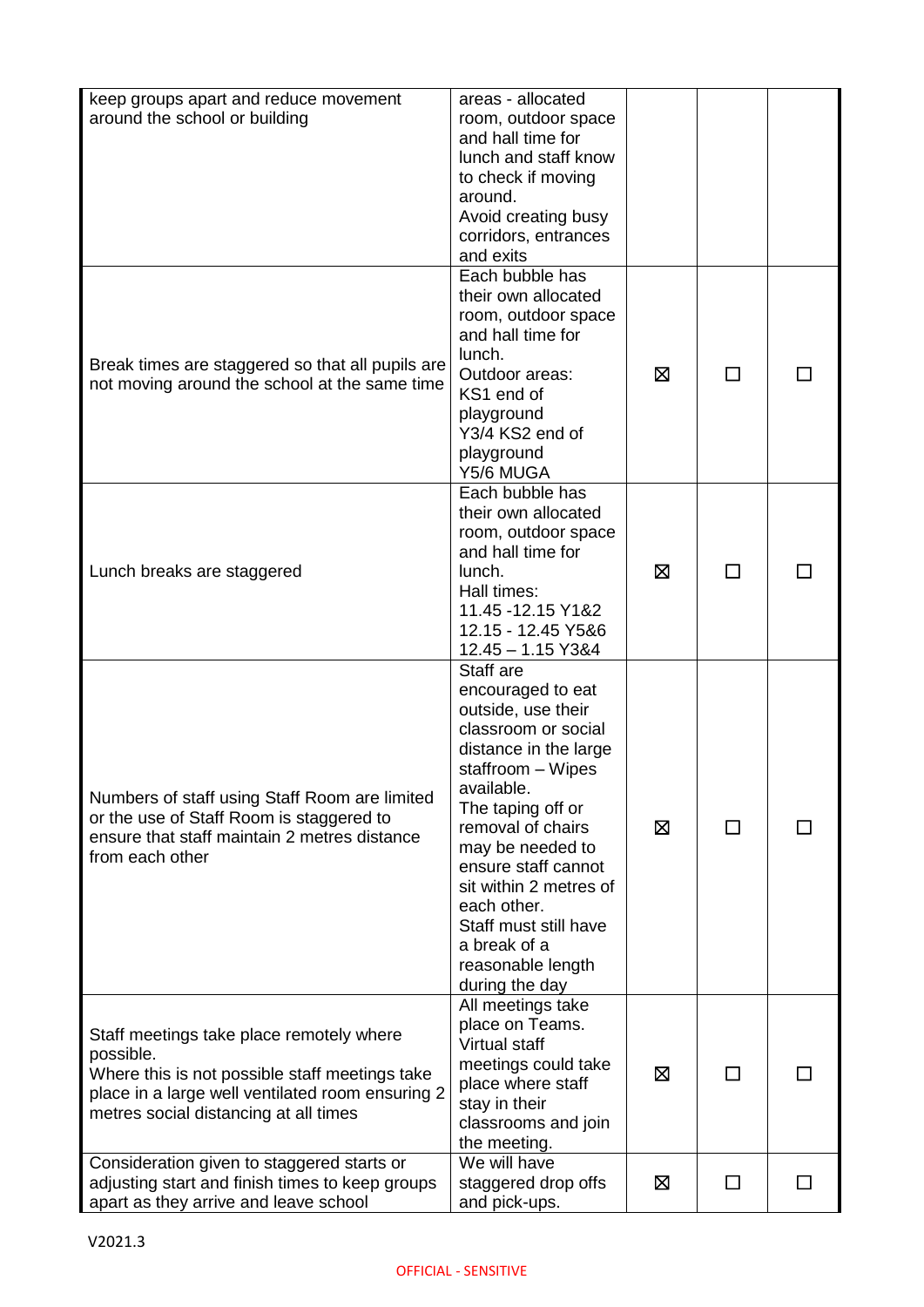| | | | | |
|---|---|---|---|---|
| keep groups apart and reduce movement around the school or building | areas - allocated room, outdoor space and hall time for lunch and staff know to check if moving around.<br>Avoid creating busy corridors, entrances and exits | | | |
| Break times are staggered so that all pupils are not moving around the school at the same time | Each bubble has their own allocated room, outdoor space and hall time for lunch.<br>Outdoor areas:<br>KS1 end of playground<br>Y3/4 KS2 end of playground<br>Y5/6 MUGA | ☒ | ☐ | ☐ |
| Lunch breaks are staggered | Each bubble has their own allocated room, outdoor space and hall time for lunch.<br>Hall times:<br>11.45 -12.15 Y1&2<br>12.15 - 12.45 Y5&6<br>12.45 – 1.15 Y3&4 | ☒ | ☐ | ☐ |
| Numbers of staff using Staff Room are limited or the use of Staff Room is staggered to ensure that staff maintain 2 metres distance from each other | Staff are encouraged to eat outside, use their classroom or social distance in the large staffroom – Wipes available.<br>The taping off or removal of chairs may be needed to ensure staff cannot sit within 2 metres of each other.<br>Staff must still have a break of a reasonable length during the day | ☒ | ☐ | ☐ |
| Staff meetings take place remotely where possible.<br>Where this is not possible staff meetings take place in a large well ventilated room ensuring 2 metres social distancing at all times | All meetings take place on Teams.<br>Virtual staff meetings could take place where staff stay in their classrooms and join the meeting. | ☒ | ☐ | ☐ |
| Consideration given to staggered starts or adjusting start and finish times to keep groups apart as they arrive and leave school | We will have staggered drop offs and pick-ups. | ☒ | ☐ | ☐ |

V2021.3

OFFICIAL - SENSITIVE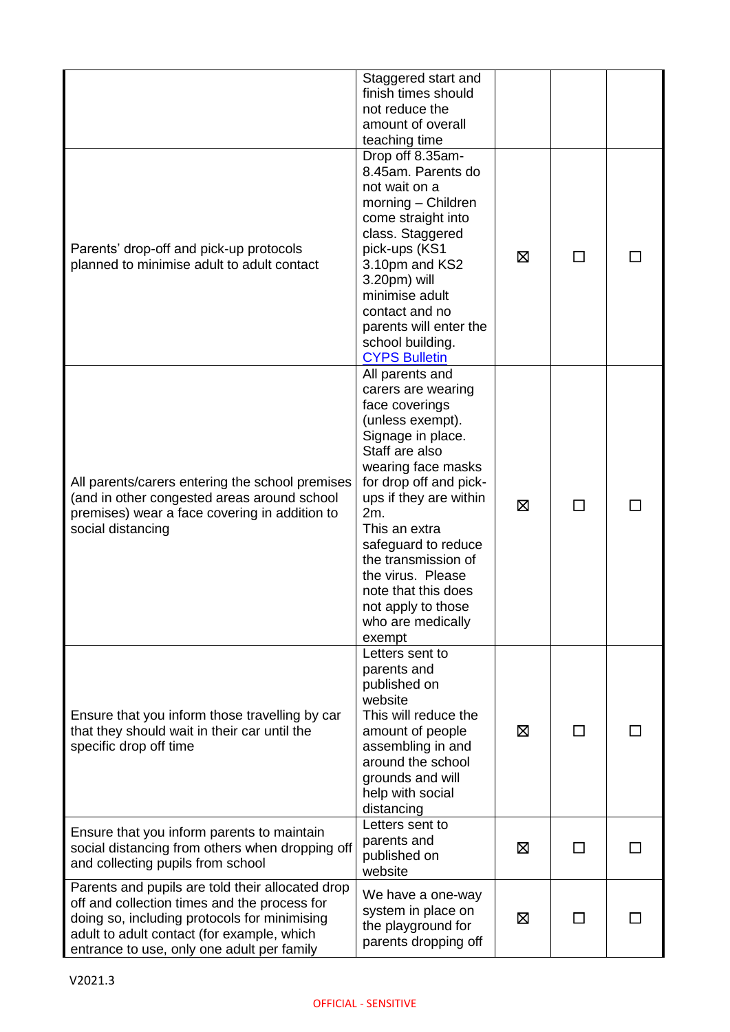| | | | | |
|---|---|---|---|---|
| | Staggered start and finish times should not reduce the amount of overall teaching time | | | |
| Parents' drop-off and pick-up protocols planned to minimise adult to adult contact | Drop off 8.35am-8.45am. Parents do not wait on a morning – Children come straight into class. Staggered pick-ups (KS1 3.10pm and KS2 3.20pm) will minimise adult contact and no parents will enter the school building. [CYPS Bulletin](#) | ☒ | ☐ | ☐ |
| All parents/carers entering the school premises (and in other congested areas around school premises) wear a face covering in addition to social distancing | All parents and carers are wearing face coverings (unless exempt). Signage in place. Staff are also wearing face masks for drop off and pick-ups if they are within 2m. This an extra safeguard to reduce the transmission of the virus. Please note that this does not apply to those who are medically exempt | ☒ | ☐ | ☐ |
| Ensure that you inform those travelling by car that they should wait in their car until the specific drop off time | Letters sent to parents and published on website This will reduce the amount of people assembling in and around the school grounds and will help with social distancing | ☒ | ☐ | ☐ |
| Ensure that you inform parents to maintain social distancing from others when dropping off and collecting pupils from school | Letters sent to parents and published on website | ☒ | ☐ | ☐ |
| Parents and pupils are told their allocated drop off and collection times and the process for doing so, including protocols for minimising adult to adult contact (for example, which entrance to use, only one adult per family | We have a one-way system in place on the playground for parents dropping off | ☒ | ☐ | ☐ |

V2021.3

OFFICIAL - SENSITIVE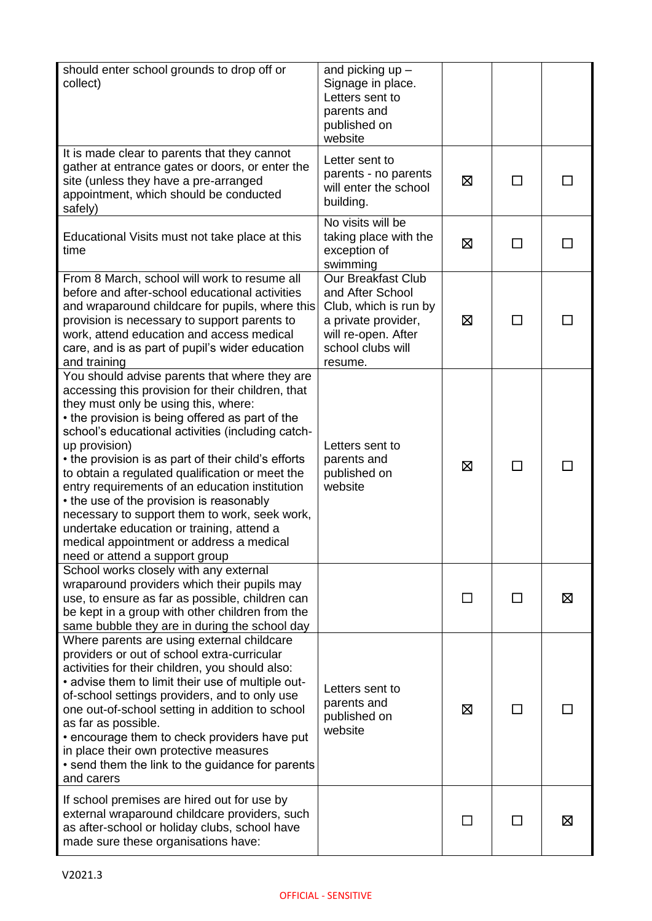| | | | | |
|---|---|---|---|---|
| should enter school grounds to drop off or collect) | and picking up – Signage in place. Letters sent to parents and published on website | | | |
| It is made clear to parents that they cannot gather at entrance gates or doors, or enter the site (unless they have a pre-arranged appointment, which should be conducted safely) | Letter sent to parents - no parents will enter the school building. | ☒ | ☐ | ☐ |
| Educational Visits must not take place at this time | No visits will be taking place with the exception of swimming | ☒ | ☐ | ☐ |
| From 8 March, school will work to resume all before and after-school educational activities and wraparound childcare for pupils, where this provision is necessary to support parents to work, attend education and access medical care, and is as part of pupil's wider education and training | Our Breakfast Club and After School Club, which is run by a private provider, will re-open. After school clubs will resume. | ☒ | ☐ | ☐ |
| You should advise parents that where they are accessing this provision for their children, that they must only be using this, where:<br>• the provision is being offered as part of the school's educational activities (including catch-up provision)<br>• the provision is as part of their child's efforts to obtain a regulated qualification or meet the entry requirements of an education institution<br>• the use of the provision is reasonably necessary to support them to work, seek work, undertake education or training, attend a medical appointment or address a medical need or attend a support group | Letters sent to parents and published on website | ☒ | ☐ | ☐ |
| School works closely with any external wraparound providers which their pupils may use, to ensure as far as possible, children can be kept in a group with other children from the same bubble they are in during the school day | | ☐ | ☐ | ☒ |
| Where parents are using external childcare providers or out of school extra-curricular activities for their children, you should also:<br>• advise them to limit their use of multiple out-of-school settings providers, and to only use one out-of-school setting in addition to school as far as possible.<br>• encourage them to check providers have put in place their own protective measures<br>• send them the link to the guidance for parents and carers | Letters sent to parents and published on website | ☒ | ☐ | ☐ |
| If school premises are hired out for use by external wraparound childcare providers, such as after-school or holiday clubs, school have made sure these organisations have: | | ☐ | ☐ | ☒ |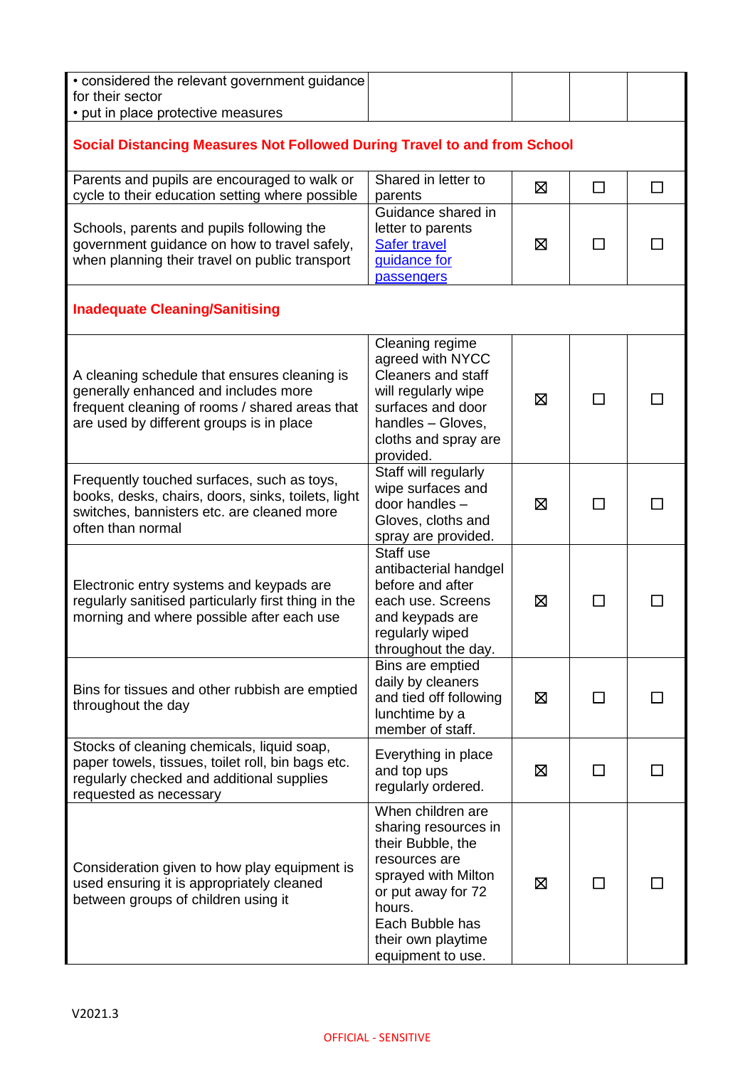| | | | | |
|---|---|---|---|---|
| • considered the relevant government guidance for their sector<br>• put in place protective measures | | | | |
| **Social Distancing Measures Not Followed During Travel to and from School** | | | | |
| Parents and pupils are encouraged to walk or cycle to their education setting where possible | Shared in letter to parents | ☒ | ☐ | ☐ |
| Schools, parents and pupils following the government guidance on how to travel safely, when planning their travel on public transport | Guidance shared in letter to parents [Safer travel guidance for passengers](Safer travel guidance for passengers) | ☒ | ☐ | ☐ |
| **Inadequate Cleaning/Sanitising** | | | | |
| A cleaning schedule that ensures cleaning is generally enhanced and includes more frequent cleaning of rooms / shared areas that are used by different groups is in place | Cleaning regime agreed with NYCC Cleaners and staff will regularly wipe surfaces and door handles – Gloves, cloths and spray are provided. | ☒ | ☐ | ☐ |
| Frequently touched surfaces, such as toys, books, desks, chairs, doors, sinks, toilets, light switches, bannisters etc. are cleaned more often than normal | Staff will regularly wipe surfaces and door handles – Gloves, cloths and spray are provided. | ☒ | ☐ | ☐ |
| Electronic entry systems and keypads are regularly sanitised particularly first thing in the morning and where possible after each use | Staff use antibacterial handgel before and after each use. Screens and keypads are regularly wiped throughout the day. | ☒ | ☐ | ☐ |
| Bins for tissues and other rubbish are emptied throughout the day | Bins are emptied daily by cleaners and tied off following lunchtime by a member of staff. | ☒ | ☐ | ☐ |
| Stocks of cleaning chemicals, liquid soap, paper towels, tissues, toilet roll, bin bags etc. regularly checked and additional supplies requested as necessary | Everything in place and top ups regularly ordered. | ☒ | ☐ | ☐ |
| Consideration given to how play equipment is used ensuring it is appropriately cleaned between groups of children using it | When children are sharing resources in their Bubble, the resources are sprayed with Milton or put away for 72 hours.<br>Each Bubble has their own playtime equipment to use. | ☒ | ☐ | ☐ |

V2021.3

OFFICIAL - SENSITIVE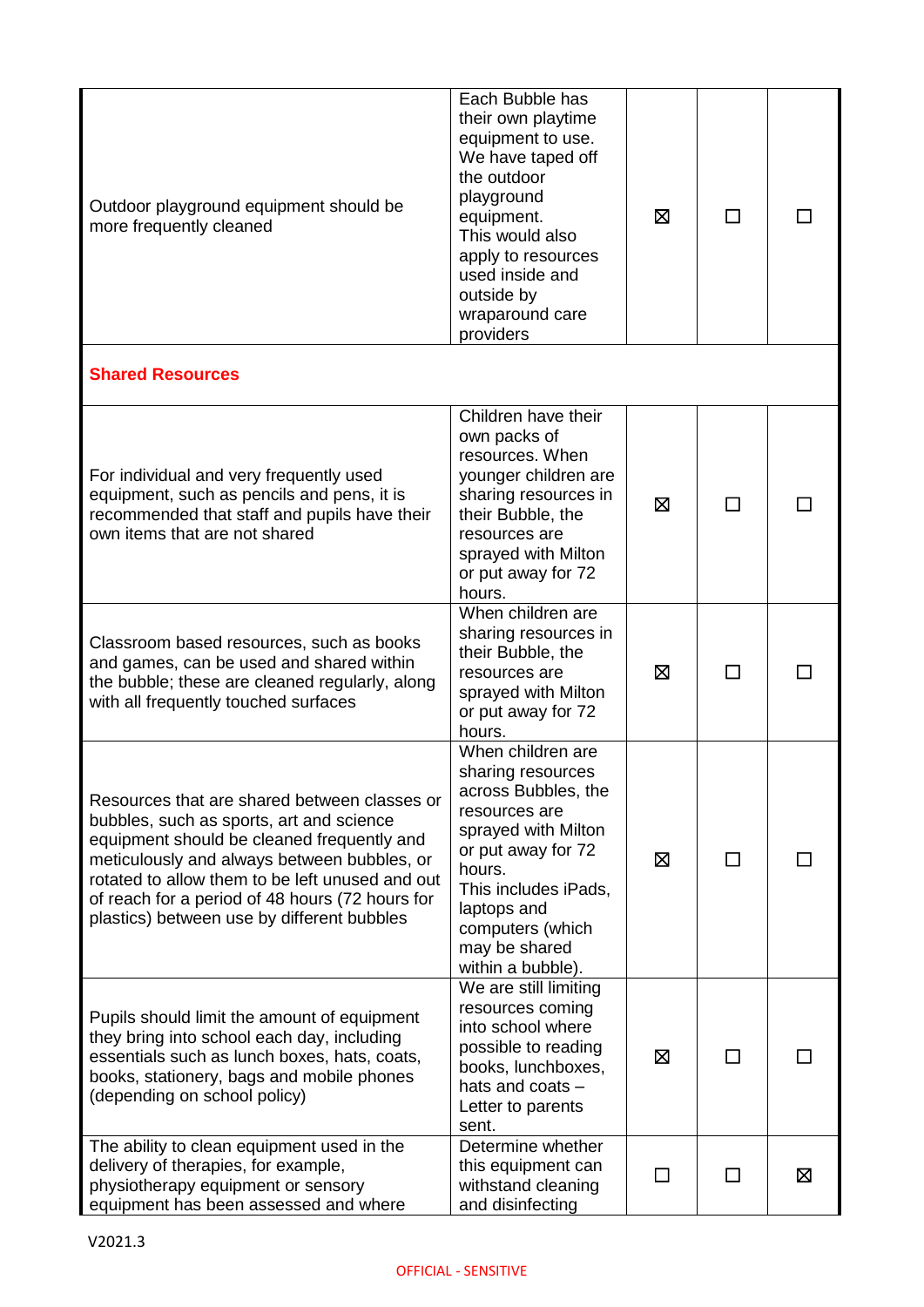| | | | | |
|---|---|---|---|---|
| Outdoor playground equipment should be more frequently cleaned | Each Bubble has their own playtime equipment to use. We have taped off the outdoor playground equipment. This would also apply to resources used inside and outside by wraparound care providers | ☒ | ☐ | ☐ |
| **Shared Resources** | | | | |
| For individual and very frequently used equipment, such as pencils and pens, it is recommended that staff and pupils have their own items that are not shared | Children have their own packs of resources. When younger children are sharing resources in their Bubble, the resources are sprayed with Milton or put away for 72 hours. | ☒ | ☐ | ☐ |
| Classroom based resources, such as books and games, can be used and shared within the bubble; these are cleaned regularly, along with all frequently touched surfaces | When children are sharing resources in their Bubble, the resources are sprayed with Milton or put away for 72 hours. | ☒ | ☐ | ☐ |
| Resources that are shared between classes or bubbles, such as sports, art and science equipment should be cleaned frequently and meticulously and always between bubbles, or rotated to allow them to be left unused and out of reach for a period of 48 hours (72 hours for plastics) between use by different bubbles | When children are sharing resources across Bubbles, the resources are sprayed with Milton or put away for 72 hours. This includes iPads, laptops and computers (which may be shared within a bubble). | ☒ | ☐ | ☐ |
| Pupils should limit the amount of equipment they bring into school each day, including essentials such as lunch boxes, hats, coats, books, stationery, bags and mobile phones (depending on school policy) | We are still limiting resources coming into school where possible to reading books, lunchboxes, hats and coats – Letter to parents sent. | ☒ | ☐ | ☐ |
| The ability to clean equipment used in the delivery of therapies, for example, physiotherapy equipment or sensory equipment has been assessed and where | Determine whether this equipment can withstand cleaning and disinfecting | ☐ | ☐ | ☒ |

V2021.3

OFFICIAL - SENSITIVE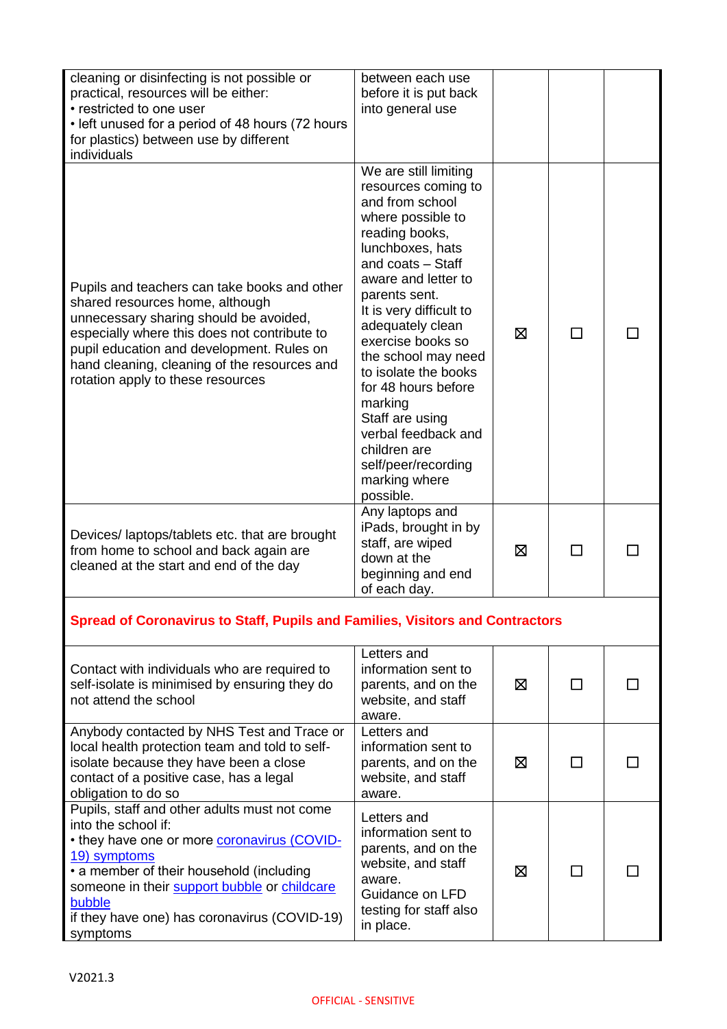| | | | | |
|---|---|---|---|---|
| cleaning or disinfecting is not possible or practical, resources will be either:<br>• restricted to one user<br>• left unused for a period of 48 hours (72 hours for plastics) between use by different individuals | between each use before it is put back into general use | | | |
| Pupils and teachers can take books and other shared resources home, although unnecessary sharing should be avoided, especially where this does not contribute to pupil education and development. Rules on hand cleaning, cleaning of the resources and rotation apply to these resources | We are still limiting resources coming to and from school where possible to reading books, lunchboxes, hats and coats – Staff aware and letter to parents sent.<br>It is very difficult to adequately clean exercise books so the school may need to isolate the books for 48 hours before marking<br>Staff are using verbal feedback and children are self/peer/recording marking where possible. | ☒ | ☐ | ☐ |
| Devices/ laptops/tablets etc. that are brought from home to school and back again are cleaned at the start and end of the day | Any laptops and iPads, brought in by staff, are wiped down at the beginning and end of each day. | ☒ | ☐ | ☐ |
| **Spread of Coronavirus to Staff, Pupils and Families, Visitors and Contractors** | | | | |
| Contact with individuals who are required to self-isolate is minimised by ensuring they do not attend the school | Letters and information sent to parents, and on the website, and staff aware. | ☒ | ☐ | ☐ |
| Anybody contacted by NHS Test and Trace or local health protection team and told to self-isolate because they have been a close contact of a positive case, has a legal obligation to do so | Letters and information sent to parents, and on the website, and staff aware. | ☒ | ☐ | ☐ |
| Pupils, staff and other adults must not come into the school if:<br>• they have one or more coronavirus (COVID-19) symptoms<br>• a member of their household (including someone in their support bubble or childcare bubble if they have one) has coronavirus (COVID-19) symptoms | Letters and information sent to parents, and on the website, and staff aware.<br>Guidance on LFD testing for staff also in place. | ☒ | ☐ | ☐ |

V2021.3

OFFICIAL - SENSITIVE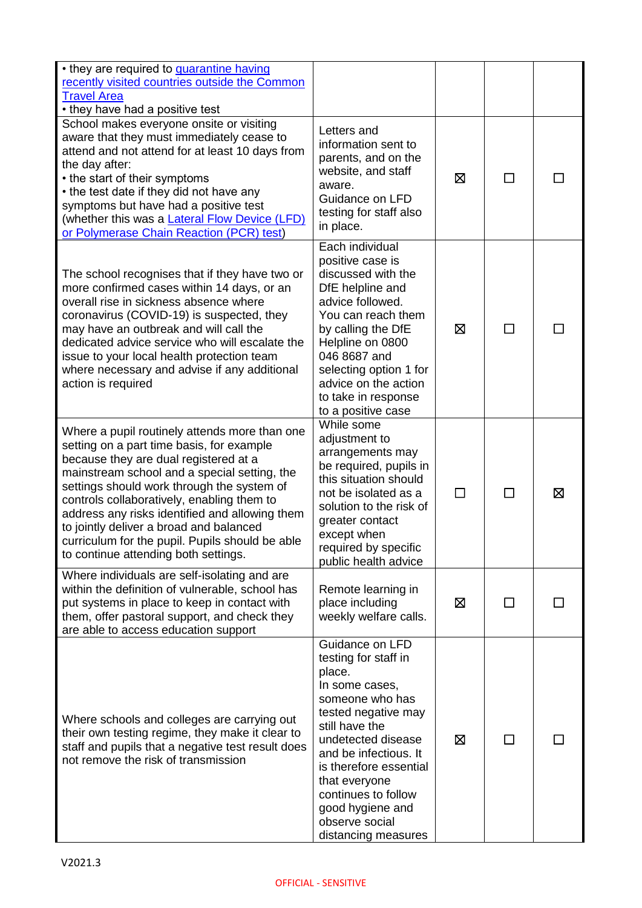| | | | | |
|---|---|---|---|---|
| • they are required to [quarantine having recently visited countries outside the Common Travel Area](#)<br>• they have had a positive test | | | | |
| School makes everyone onsite or visiting aware that they must immediately cease to attend and not attend for at least 10 days from the day after:<br>• the start of their symptoms<br>• the test date if they did not have any symptoms but have had a positive test (whether this was a [Lateral Flow Device (LFD) or Polymerase Chain Reaction (PCR) test](#)) | Letters and information sent to parents, and on the website, and staff aware.<br>Guidance on LFD testing for staff also in place. | ☒ | ☐ | ☐ |
| The school recognises that if they have two or more confirmed cases within 14 days, or an overall rise in sickness absence where coronavirus (COVID-19) is suspected, they may have an outbreak and will call the dedicated advice service who will escalate the issue to your local health protection team where necessary and advise if any additional action is required | Each individual positive case is discussed with the DfE helpline and advice followed.<br>You can reach them by calling the DfE Helpline on 0800 046 8687 and selecting option 1 for advice on the action to take in response to a positive case | ☒ | ☐ | ☐ |
| Where a pupil routinely attends more than one setting on a part time basis, for example because they are dual registered at a mainstream school and a special setting, the settings should work through the system of controls collaboratively, enabling them to address any risks identified and allowing them to jointly deliver a broad and balanced curriculum for the pupil. Pupils should be able to continue attending both settings. | While some adjustment to arrangements may be required, pupils in this situation should not be isolated as a solution to the risk of greater contact except when required by specific public health advice | ☐ | ☐ | ☒ |
| Where individuals are self-isolating and are within the definition of vulnerable, school has put systems in place to keep in contact with them, offer pastoral support, and check they are able to access education support | Remote learning in place including weekly welfare calls. | ☒ | ☐ | ☐ |
| Where schools and colleges are carrying out their own testing regime, they make it clear to staff and pupils that a negative test result does not remove the risk of transmission | Guidance on LFD testing for staff in place.<br>In some cases, someone who has tested negative may still have the undetected disease and be infectious. It is therefore essential that everyone continues to follow good hygiene and observe social distancing measures | ☒ | ☐ | ☐ |

V2021.3

OFFICIAL - SENSITIVE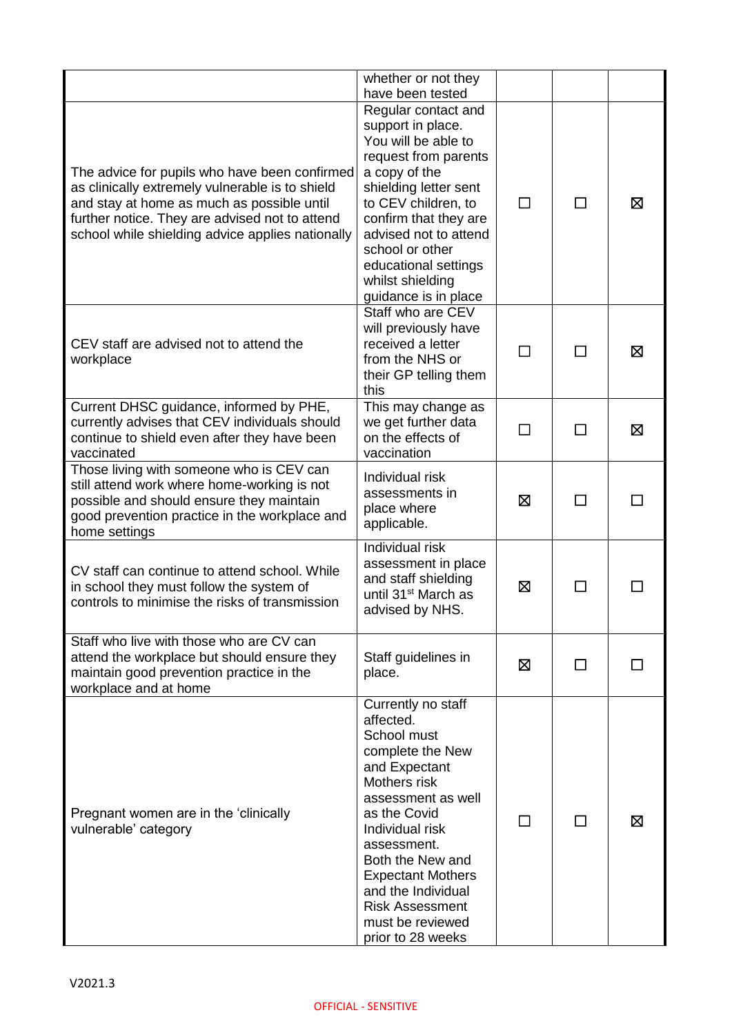| | | | | |
|---|---|---|---|---|
| | whether or not they have been tested | | | |
| The advice for pupils who have been confirmed as clinically extremely vulnerable is to shield and stay at home as much as possible until further notice. They are advised not to attend school while shielding advice applies nationally | Regular contact and support in place. You will be able to request from parents a copy of the shielding letter sent to CEV children, to confirm that they are advised not to attend school or other educational settings whilst shielding guidance is in place | ☐ | ☐ | ☒ |
| CEV staff are advised not to attend the workplace | Staff who are CEV will previously have received a letter from the NHS or their GP telling them this | ☐ | ☐ | ☒ |
| Current DHSC guidance, informed by PHE, currently advises that CEV individuals should continue to shield even after they have been vaccinated | This may change as we get further data on the effects of vaccination | ☐ | ☐ | ☒ |
| Those living with someone who is CEV can still attend work where home-working is not possible and should ensure they maintain good prevention practice in the workplace and home settings | Individual risk assessments in place where applicable. | ☒ | ☐ | ☐ |
| CV staff can continue to attend school. While in school they must follow the system of controls to minimise the risks of transmission | Individual risk assessment in place and staff shielding until 31st March as advised by NHS. | ☒ | ☐ | ☐ |
| Staff who live with those who are CV can attend the workplace but should ensure they maintain good prevention practice in the workplace and at home | Staff guidelines in place. | ☒ | ☐ | ☐ |
| Pregnant women are in the 'clinically vulnerable' category | Currently no staff affected. School must complete the New and Expectant Mothers risk assessment as well as the Covid Individual risk assessment. Both the New and Expectant Mothers and the Individual Risk Assessment must be reviewed prior to 28 weeks | ☐ | ☐ | ☒ |

V2021.3

OFFICIAL - SENSITIVE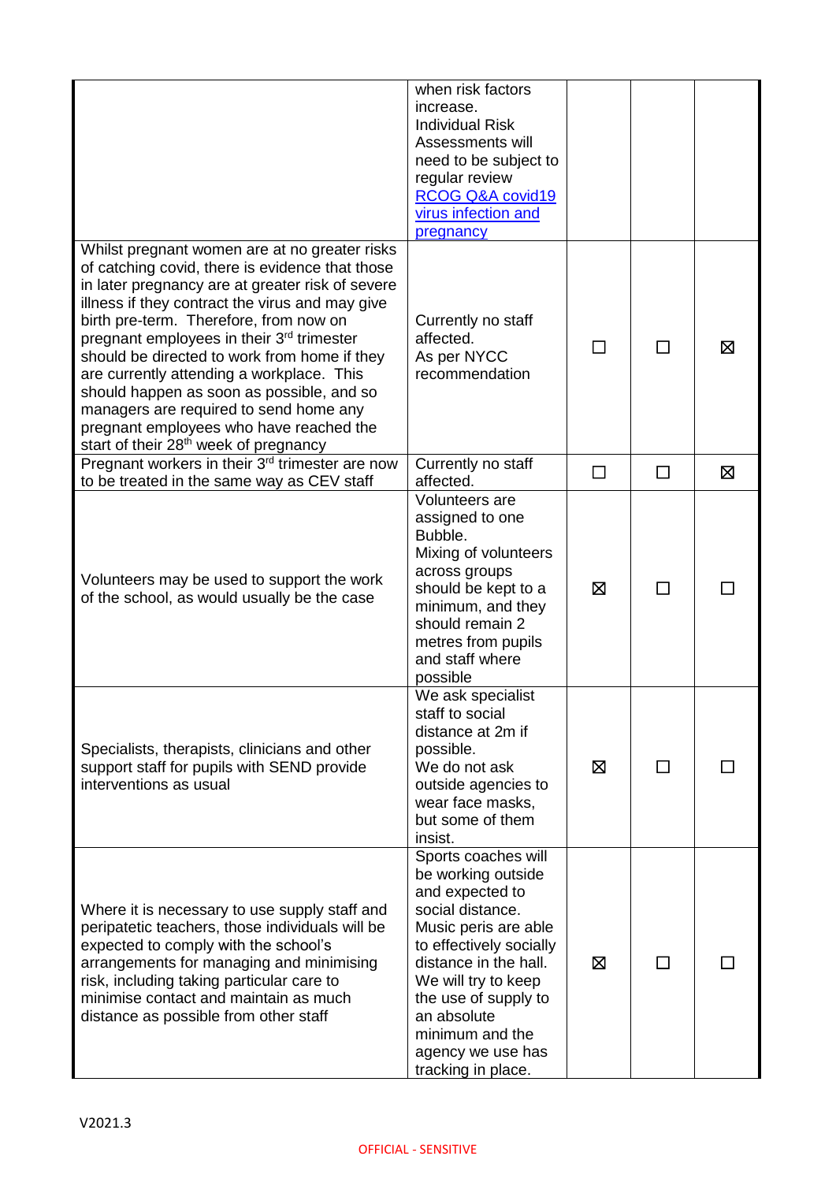| | | | | |
|---|---|---|---|---|
| | when risk factors increase. Individual Risk Assessments will need to be subject to regular review [RCOG Q&A covid19 virus infection and pregnancy] | | | |
| Whilst pregnant women are at no greater risks of catching covid, there is evidence that those in later pregnancy are at greater risk of severe illness if they contract the virus and may give birth pre-term. Therefore, from now on pregnant employees in their 3rd trimester should be directed to work from home if they are currently attending a workplace. This should happen as soon as possible, and so managers are required to send home any pregnant employees who have reached the start of their 28th week of pregnancy | Currently no staff affected. As per NYCC recommendation | ☐ | ☐ | ☒ |
| Pregnant workers in their 3rd trimester are now to be treated in the same way as CEV staff | Currently no staff affected. | ☐ | ☐ | ☒ |
| Volunteers may be used to support the work of the school, as would usually be the case | Volunteers are assigned to one Bubble. Mixing of volunteers across groups should be kept to a minimum, and they should remain 2 metres from pupils and staff where possible | ☒ | ☐ | ☐ |
| Specialists, therapists, clinicians and other support staff for pupils with SEND provide interventions as usual | We ask specialist staff to social distance at 2m if possible. We do not ask outside agencies to wear face masks, but some of them insist. | ☒ | ☐ | ☐ |
| Where it is necessary to use supply staff and peripatetic teachers, those individuals will be expected to comply with the school's arrangements for managing and minimising risk, including taking particular care to minimise contact and maintain as much distance as possible from other staff | Sports coaches will be working outside and expected to social distance. Music peris are able to effectively socially distance in the hall. We will try to keep the use of supply to an absolute minimum and the agency we use has tracking in place. | ☒ | ☐ | ☐ |

V2021.3

OFFICIAL - SENSITIVE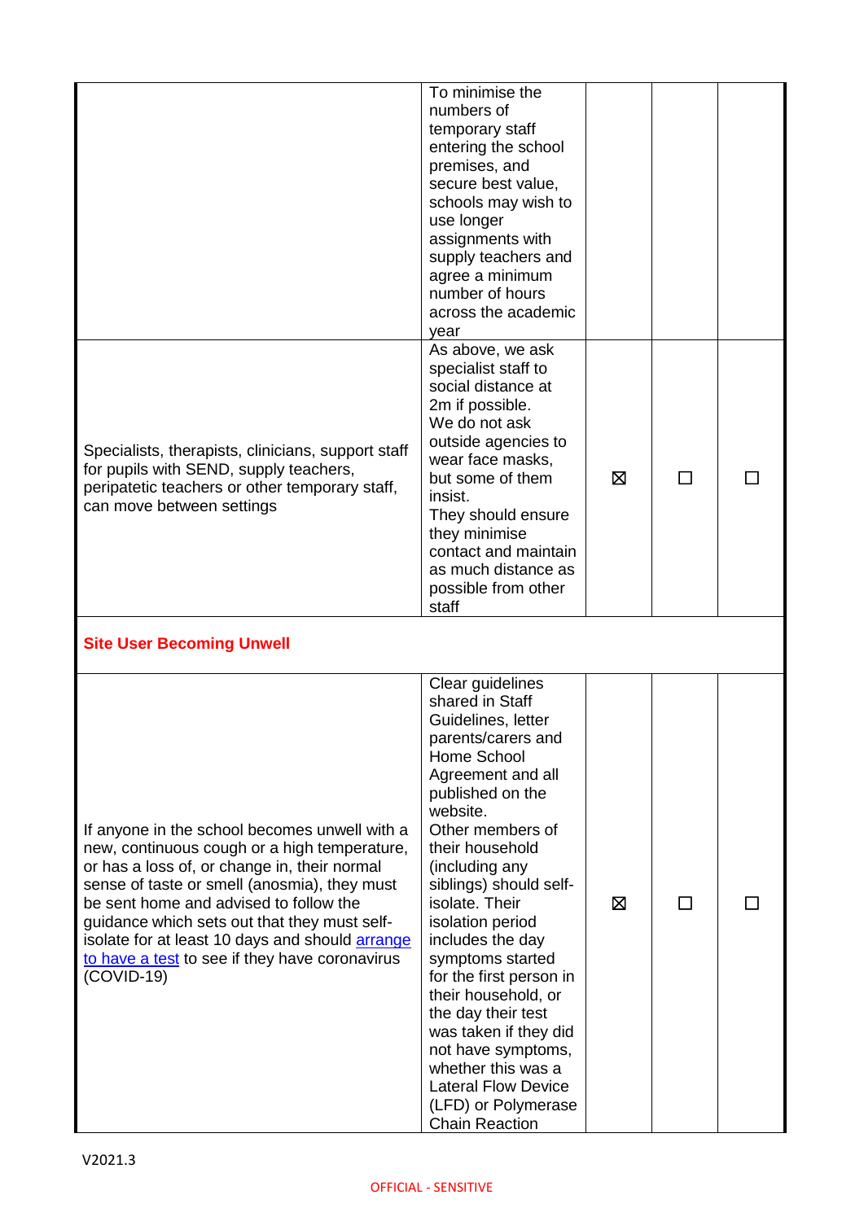| | | | | |
|---|---|---|---|---|
| | To minimise the numbers of temporary staff entering the school premises, and secure best value, schools may wish to use longer assignments with supply teachers and agree a minimum number of hours across the academic year | | | |
| Specialists, therapists, clinicians, support staff for pupils with SEND, supply teachers, peripatetic teachers or other temporary staff, can move between settings | As above, we ask specialist staff to social distance at 2m if possible. We do not ask outside agencies to wear face masks, but some of them insist. They should ensure they minimise contact and maintain as much distance as possible from other staff | ☒ | ☐ | ☐ |
| **Site User Becoming Unwell** | | | | |
| If anyone in the school becomes unwell with a new, continuous cough or a high temperature, or has a loss of, or change in, their normal sense of taste or smell (anosmia), they must be sent home and advised to follow the guidance which sets out that they must self-isolate for at least 10 days and should arrange to have a test to see if they have coronavirus (COVID-19) | Clear guidelines shared in Staff Guidelines, letter parents/carers and Home School Agreement and all published on the website. Other members of their household (including any siblings) should self-isolate. Their isolation period includes the day symptoms started for the first person in their household, or the day their test was taken if they did not have symptoms, whether this was a Lateral Flow Device (LFD) or Polymerase Chain Reaction | ☒ | ☐ | ☐ |

V2021.3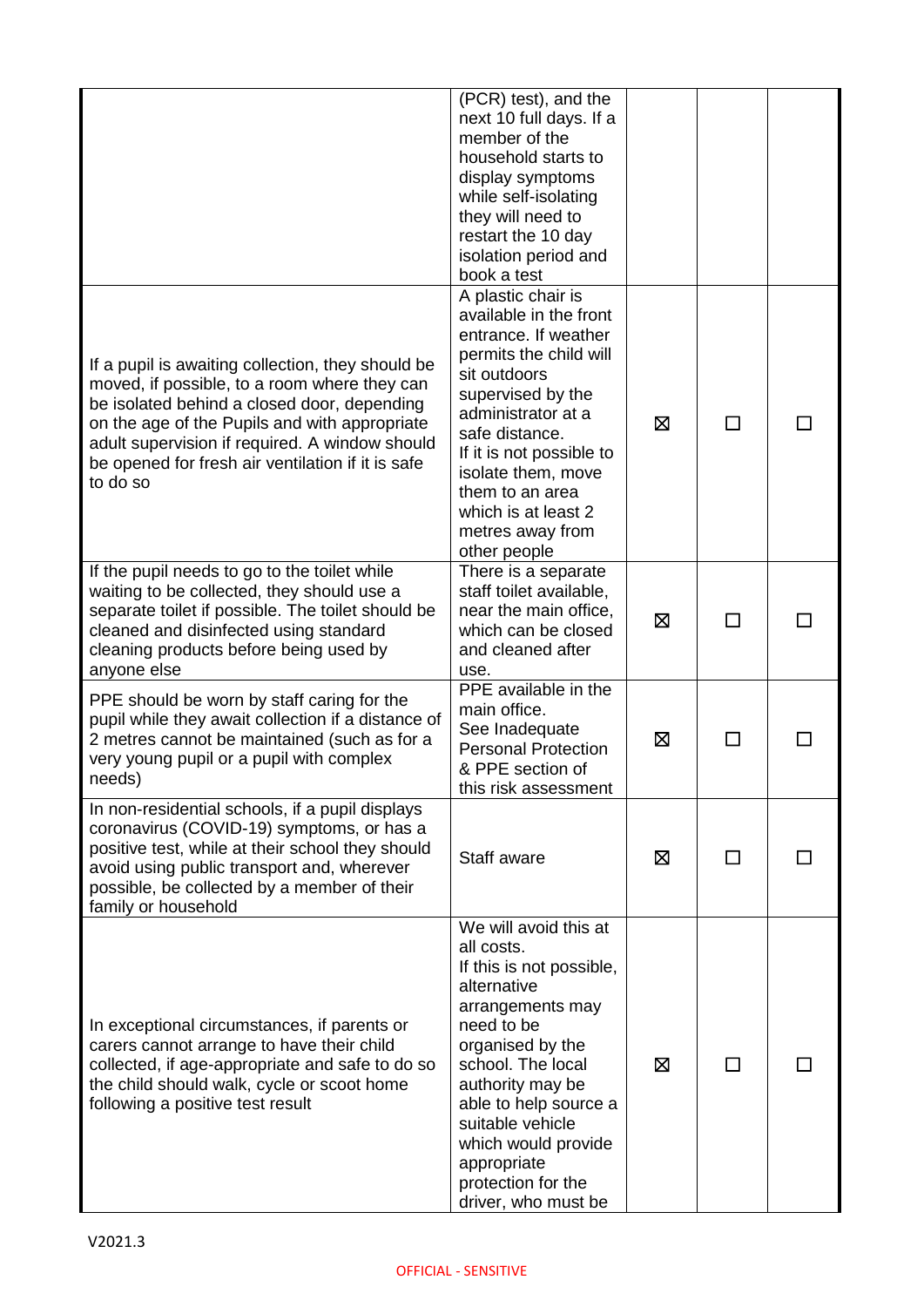| | | | | |
|---|---|---|---|---|
| | (PCR) test), and the next 10 full days. If a member of the household starts to display symptoms while self-isolating they will need to restart the 10 day isolation period and book a test | | | |
| If a pupil is awaiting collection, they should be moved, if possible, to a room where they can be isolated behind a closed door, depending on the age of the Pupils and with appropriate adult supervision if required. A window should be opened for fresh air ventilation if it is safe to do so | A plastic chair is available in the front entrance. If weather permits the child will sit outdoors supervised by the administrator at a safe distance.<br>If it is not possible to isolate them, move them to an area which is at least 2 metres away from other people | ☒ | ☐ | ☐ |
| If the pupil needs to go to the toilet while waiting to be collected, they should use a separate toilet if possible. The toilet should be cleaned and disinfected using standard cleaning products before being used by anyone else | There is a separate staff toilet available, near the main office, which can be closed and cleaned after use. | ☒ | ☐ | ☐ |
| PPE should be worn by staff caring for the pupil while they await collection if a distance of 2 metres cannot be maintained (such as for a very young pupil or a pupil with complex needs) | PPE available in the main office.<br>See Inadequate Personal Protection & PPE section of this risk assessment | ☒ | ☐ | ☐ |
| In non-residential schools, if a pupil displays coronavirus (COVID-19) symptoms, or has a positive test, while at their school they should avoid using public transport and, wherever possible, be collected by a member of their family or household | Staff aware | ☒ | ☐ | ☐ |
| In exceptional circumstances, if parents or carers cannot arrange to have their child collected, if age-appropriate and safe to do so the child should walk, cycle or scoot home following a positive test result | We will avoid this at all costs.<br>If this is not possible, alternative arrangements may need to be organised by the school. The local authority may be able to help source a suitable vehicle which would provide appropriate protection for the driver, who must be | ☒ | ☐ | ☐ |

V2021.3

OFFICIAL - SENSITIVE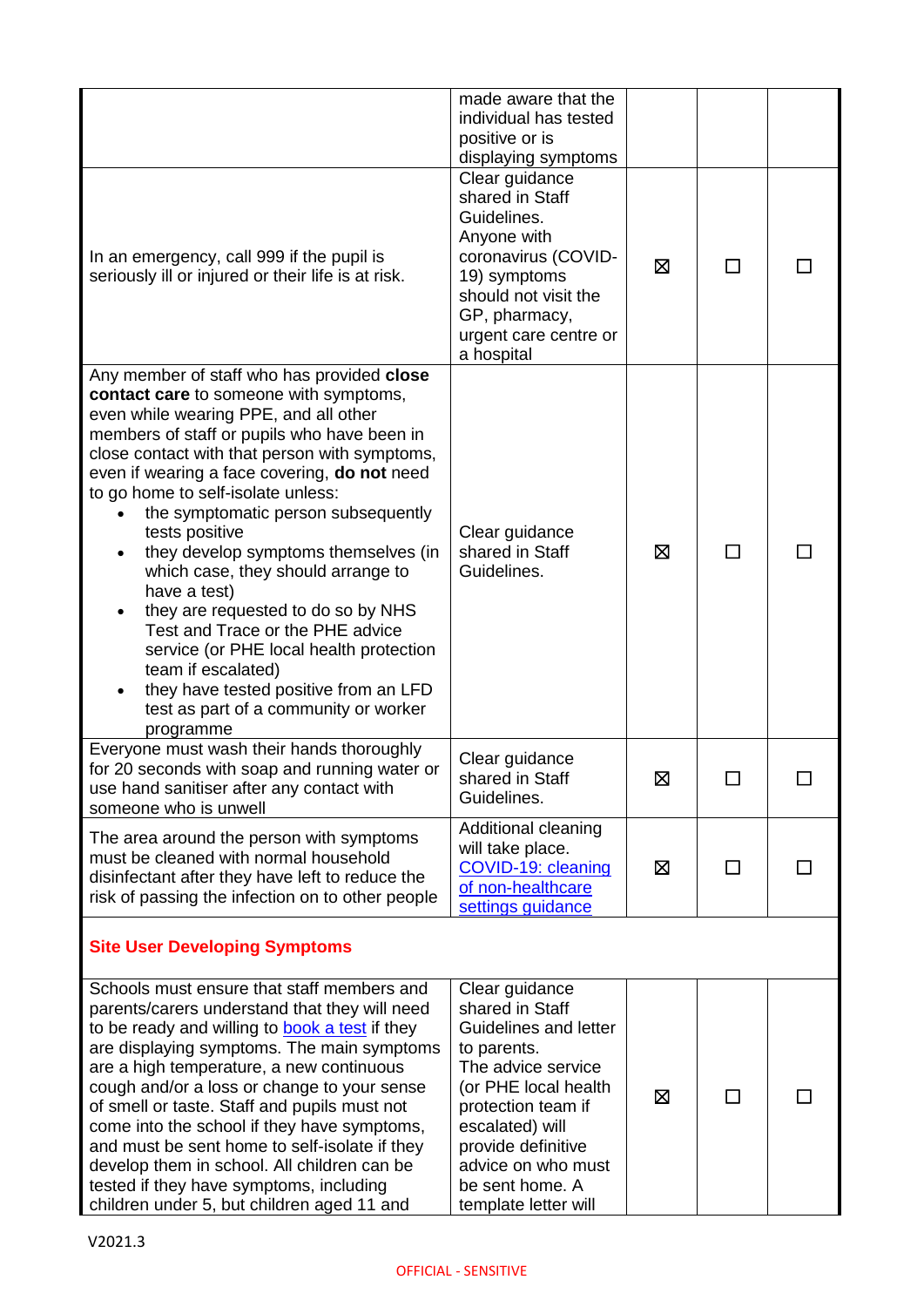| | | | | |
|---|---|---|---|---|
| | made aware that the individual has tested positive or is displaying symptoms | | | |
| In an emergency, call 999 if the pupil is seriously ill or injured or their life is at risk. | Clear guidance shared in Staff Guidelines. Anyone with coronavirus (COVID-19) symptoms should not visit the GP, pharmacy, urgent care centre or a hospital | ☒ | ☐ | ☐ |
| Any member of staff who has provided **close contact care** to someone with symptoms, even while wearing PPE, and all other members of staff or pupils who have been in close contact with that person with symptoms, even if wearing a face covering, **do not** need to go home to self-isolate unless: <br>• the symptomatic person subsequently tests positive <br>• they develop symptoms themselves (in which case, they should arrange to have a test) <br>• they are requested to do so by NHS Test and Trace or the PHE advice service (or PHE local health protection team if escalated) <br>• they have tested positive from an LFD test as part of a community or worker programme | Clear guidance shared in Staff Guidelines. | ☒ | ☐ | ☐ |
| Everyone must wash their hands thoroughly for 20 seconds with soap and running water or use hand sanitiser after any contact with someone who is unwell | Clear guidance shared in Staff Guidelines. | ☒ | ☐ | ☐ |
| The area around the person with symptoms must be cleaned with normal household disinfectant after they have left to reduce the risk of passing the infection on to other people | Additional cleaning will take place. [COVID-19: cleaning of non-healthcare settings guidance] | ☒ | ☐ | ☐ |
| **Site User Developing Symptoms** | | | | |
| Schools must ensure that staff members and parents/carers understand that they will need to be ready and willing to [book a test] if they are displaying symptoms. The main symptoms are a high temperature, a new continuous cough and/or a loss or change to your sense of smell or taste. Staff and pupils must not come into the school if they have symptoms, and must be sent home to self-isolate if they develop them in school. All children can be tested if they have symptoms, including children under 5, but children aged 11 and | Clear guidance shared in Staff Guidelines and letter to parents. The advice service (or PHE local health protection team if escalated) will provide definitive advice on who must be sent home. A template letter will | ☒ | ☐ | ☐ |

V2021.3

OFFICIAL - SENSITIVE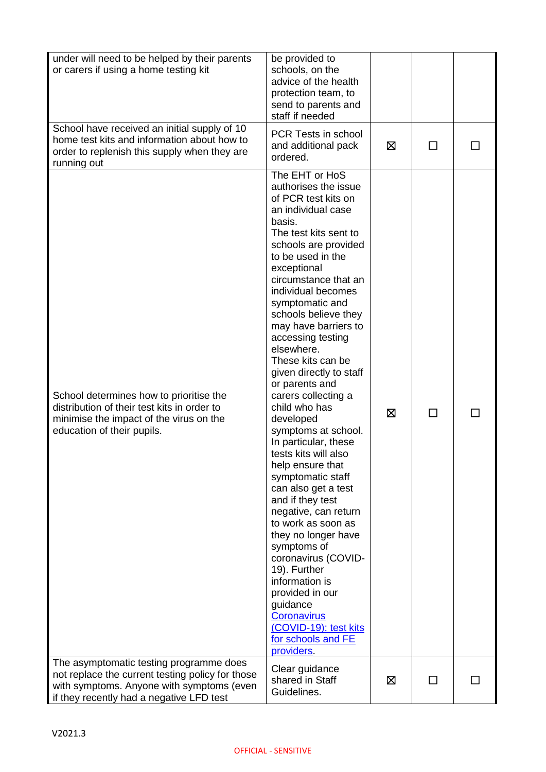| | | | | |
|---|---|---|---|---|
| under will need to be helped by their parents or carers if using a home testing kit | be provided to schools, on the advice of the health protection team, to send to parents and staff if needed | | | |
| School have received an initial supply of 10 home test kits and information about how to order to replenish this supply when they are running out | PCR Tests in school and additional pack ordered. | ☒ | ☐ | ☐ |
| School determines how to prioritise the distribution of their test kits in order to minimise the impact of the virus on the education of their pupils. | The EHT or HoS authorises the issue of PCR test kits on an individual case basis.<br>The test kits sent to schools are provided to be used in the exceptional circumstance that an individual becomes symptomatic and schools believe they may have barriers to accessing testing elsewhere.<br>These kits can be given directly to staff or parents and carers collecting a child who has developed symptoms at school. In particular, these tests kits will also help ensure that symptomatic staff can also get a test and if they test negative, can return to work as soon as they no longer have symptoms of coronavirus (COVID-19). Further information is provided in our guidance [Coronavirus (COVID-19): test kits for schools and FE providers]. | ☒ | ☐ | ☐ |
| The asymptomatic testing programme does not replace the current testing policy for those with symptoms. Anyone with symptoms (even if they recently had a negative LFD test | Clear guidance shared in Staff Guidelines. | ☒ | ☐ | ☐ |

V2021.3

OFFICIAL - SENSITIVE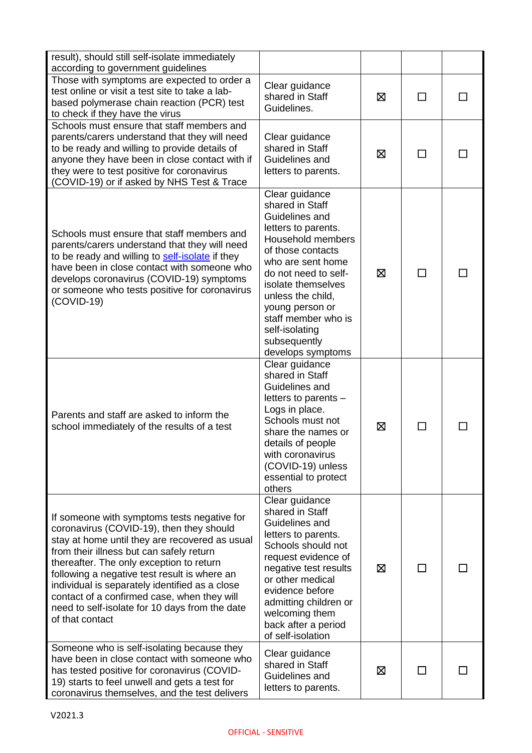| | | | | |
|---|---|---|---|---|
| result), should still self-isolate immediately according to government guidelines | | | | |
| Those with symptoms are expected to order a test online or visit a test site to take a lab-based polymerase chain reaction (PCR) test to check if they have the virus | Clear guidance shared in Staff Guidelines. | ☒ | ☐ | ☐ |
| Schools must ensure that staff members and parents/carers understand that they will need to be ready and willing to provide details of anyone they have been in close contact with if they were to test positive for coronavirus (COVID-19) or if asked by NHS Test & Trace | Clear guidance shared in Staff Guidelines and letters to parents. | ☒ | ☐ | ☐ |
| Schools must ensure that staff members and parents/carers understand that they will need to be ready and willing to [self-isolate](#) if they have been in close contact with someone who develops coronavirus (COVID-19) symptoms or someone who tests positive for coronavirus (COVID-19) | Clear guidance shared in Staff Guidelines and letters to parents. Household members of those contacts who are sent home do not need to self-isolate themselves unless the child, young person or staff member who is self-isolating subsequently develops symptoms | ☒ | ☐ | ☐ |
| Parents and staff are asked to inform the school immediately of the results of a test | Clear guidance shared in Staff Guidelines and letters to parents – Logs in place. Schools must not share the names or details of people with coronavirus (COVID-19) unless essential to protect others | ☒ | ☐ | ☐ |
| If someone with symptoms tests negative for coronavirus (COVID-19), then they should stay at home until they are recovered as usual from their illness but can safely return thereafter. The only exception to return following a negative test result is where an individual is separately identified as a close contact of a confirmed case, when they will need to self-isolate for 10 days from the date of that contact | Clear guidance shared in Staff Guidelines and letters to parents. Schools should not request evidence of negative test results or other medical evidence before admitting children or welcoming them back after a period of self-isolation | ☒ | ☐ | ☐ |
| Someone who is self-isolating because they have been in close contact with someone who has tested positive for coronavirus (COVID-19) starts to feel unwell and gets a test for coronavirus themselves, and the test delivers | Clear guidance shared in Staff Guidelines and letters to parents. | ☒ | ☐ | ☐ |

V2021.3

OFFICIAL - SENSITIVE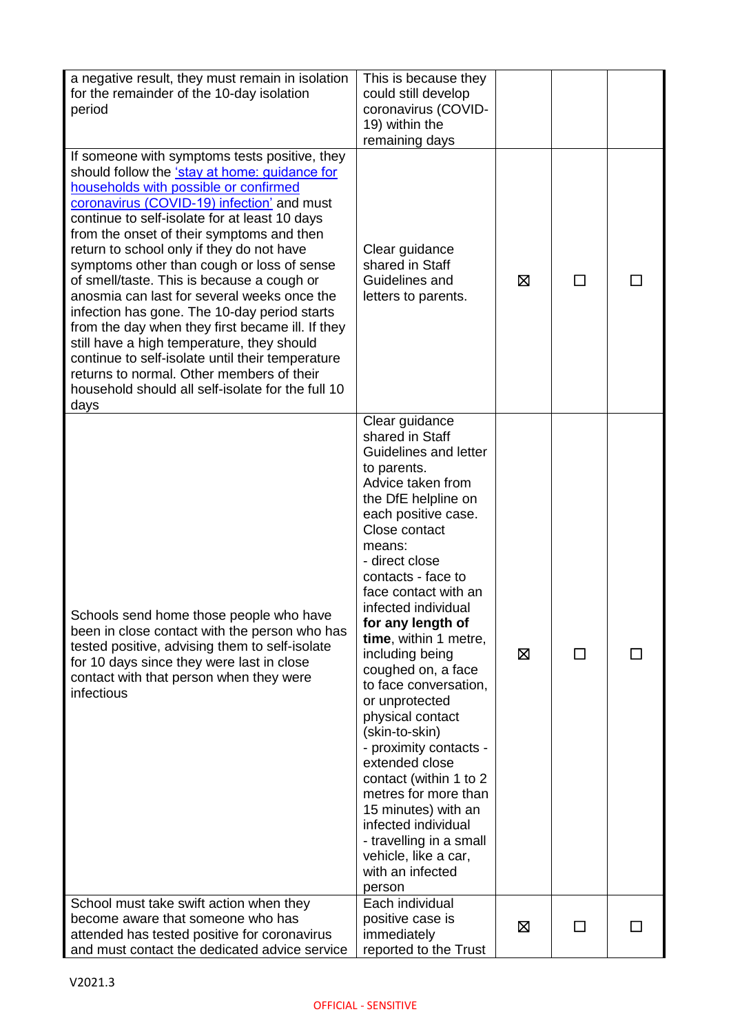| | | | | |
|---|---|---|---|---|
| a negative result, they must remain in isolation for the remainder of the 10-day isolation period | This is because they could still develop coronavirus (COVID-19) within the remaining days | | | |
| If someone with symptoms tests positive, they should follow the ['stay at home: guidance for households with possible or confirmed coronavirus (COVID-19) infection'](#) and must continue to self-isolate for at least 10 days from the onset of their symptoms and then return to school only if they do not have symptoms other than cough or loss of sense of smell/taste. This is because a cough or anosmia can last for several weeks once the infection has gone. The 10-day period starts from the day when they first became ill. If they still have a high temperature, they should continue to self-isolate until their temperature returns to normal. Other members of their household should all self-isolate for the full 10 days | Clear guidance shared in Staff Guidelines and letters to parents. | ☒ | ☐ | ☐ |
| Schools send home those people who have been in close contact with the person who has tested positive, advising them to self-isolate for 10 days since they were last in close contact with that person when they were infectious | Clear guidance shared in Staff Guidelines and letter to parents.<br>Advice taken from the DfE helpline on each positive case.<br>Close contact means:<br>- direct close contacts - face to face contact with an infected individual **for any length of time**, within 1 metre, including being coughed on, a face to face conversation, or unprotected physical contact (skin-to-skin)<br>- proximity contacts - extended close contact (within 1 to 2 metres for more than 15 minutes) with an infected individual<br>- travelling in a small vehicle, like a car, with an infected person | ☒ | ☐ | ☐ |
| School must take swift action when they become aware that someone who has attended has tested positive for coronavirus and must contact the dedicated advice service | Each individual positive case is immediately reported to the Trust | ☒ | ☐ | ☐ |

V2021.3

OFFICIAL - SENSITIVE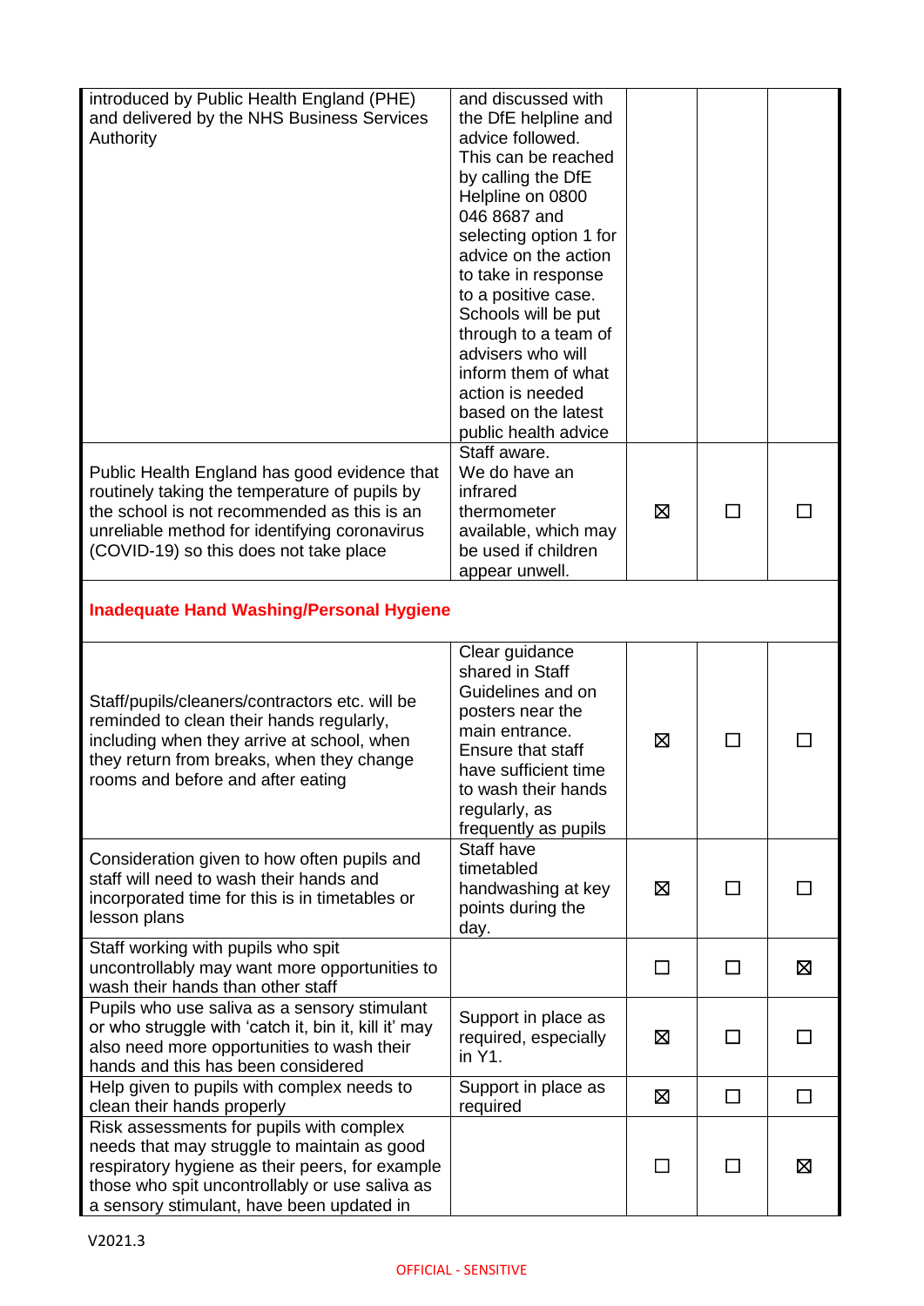| | | | | |
|---|---|---|---|---|
| introduced by Public Health England (PHE) and delivered by the NHS Business Services Authority | and discussed with the DfE helpline and advice followed. This can be reached by calling the DfE Helpline on 0800 046 8687 and selecting option 1 for advice on the action to take in response to a positive case. Schools will be put through to a team of advisers who will inform them of what action is needed based on the latest public health advice | | | |
| Public Health England has good evidence that routinely taking the temperature of pupils by the school is not recommended as this is an unreliable method for identifying coronavirus (COVID-19) so this does not take place | Staff aware. We do have an infrared thermometer available, which may be used if children appear unwell. | ☒ | ☐ | ☐ |
| **Inadequate Hand Washing/Personal Hygiene** | | | | |
| Staff/pupils/cleaners/contractors etc. will be reminded to clean their hands regularly, including when they arrive at school, when they return from breaks, when they change rooms and before and after eating | Clear guidance shared in Staff Guidelines and on posters near the main entrance. Ensure that staff have sufficient time to wash their hands regularly, as frequently as pupils | ☒ | ☐ | ☐ |
| Consideration given to how often pupils and staff will need to wash their hands and incorporated time for this is in timetables or lesson plans | Staff have timetabled handwashing at key points during the day. | ☒ | ☐ | ☐ |
| Staff working with pupils who spit uncontrollably may want more opportunities to wash their hands than other staff | | ☐ | ☐ | ☒ |
| Pupils who use saliva as a sensory stimulant or who struggle with 'catch it, bin it, kill it' may also need more opportunities to wash their hands and this has been considered | Support in place as required, especially in Y1. | ☒ | ☐ | ☐ |
| Help given to pupils with complex needs to clean their hands properly | Support in place as required | ☒ | ☐ | ☐ |
| Risk assessments for pupils with complex needs that may struggle to maintain as good respiratory hygiene as their peers, for example those who spit uncontrollably or use saliva as a sensory stimulant, have been updated in | | ☐ | ☐ | ☒ |

V2021.3

OFFICIAL - SENSITIVE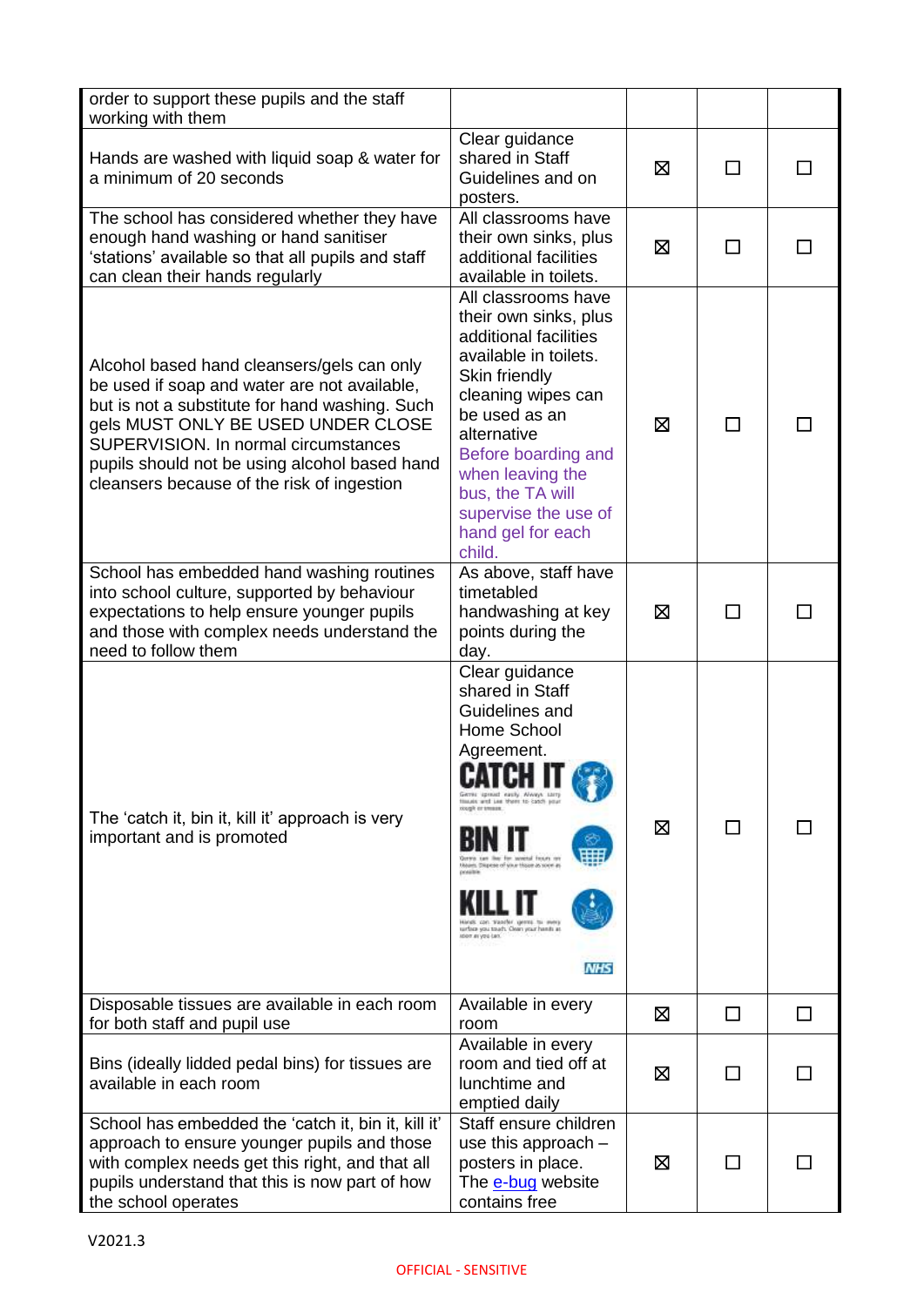| | | | | |
|---|---|---|---|---|
| order to support these pupils and the staff working with them | | | | |
| Hands are washed with liquid soap & water for a minimum of 20 seconds | Clear guidance shared in Staff Guidelines and on posters. | ☒ | ☐ | ☐ |
| The school has considered whether they have enough hand washing or hand sanitiser 'stations' available so that all pupils and staff can clean their hands regularly | All classrooms have their own sinks, plus additional facilities available in toilets. | ☒ | ☐ | ☐ |
| Alcohol based hand cleansers/gels can only be used if soap and water are not available, but is not a substitute for hand washing. Such gels MUST ONLY BE USED UNDER CLOSE SUPERVISION. In normal circumstances pupils should not be using alcohol based hand cleansers because of the risk of ingestion | All classrooms have their own sinks, plus additional facilities available in toilets. Skin friendly cleaning wipes can be used as an alternative Before boarding and when leaving the bus, the TA will supervise the use of hand gel for each child. | ☒ | ☐ | ☐ |
| School has embedded hand washing routines into school culture, supported by behaviour expectations to help ensure younger pupils and those with complex needs understand the need to follow them | As above, staff have timetabled handwashing at key points during the day. | ☒ | ☐ | ☐ |
| The 'catch it, bin it, kill it' approach is very important and is promoted | Clear guidance shared in Staff Guidelines and Home School Agreement. CATCH IT Germs spread easily. Always carry tissues and use them to catch your cough or sneeze. BIN IT Germs can live for several hours on tissues. Dispose of your tissue as soon as possible. KILL IT Hands can transfer germs to every surface you touch. Clean your hands as soon as you can. NHS | ☒ | ☐ | ☐ |
| Disposable tissues are available in each room for both staff and pupil use | Available in every room | ☒ | ☐ | ☐ |
| Bins (ideally lidded pedal bins) for tissues are available in each room | Available in every room and tied off at lunchtime and emptied daily | ☒ | ☐ | ☐ |
| School has embedded the 'catch it, bin it, kill it' approach to ensure younger pupils and those with complex needs get this right, and that all pupils understand that this is now part of how the school operates | Staff ensure children use this approach – posters in place. The [e-bug](https://www.e-bug.eu) website contains free | ☒ | ☐ | ☐ |

V2021.3

OFFICIAL - SENSITIVE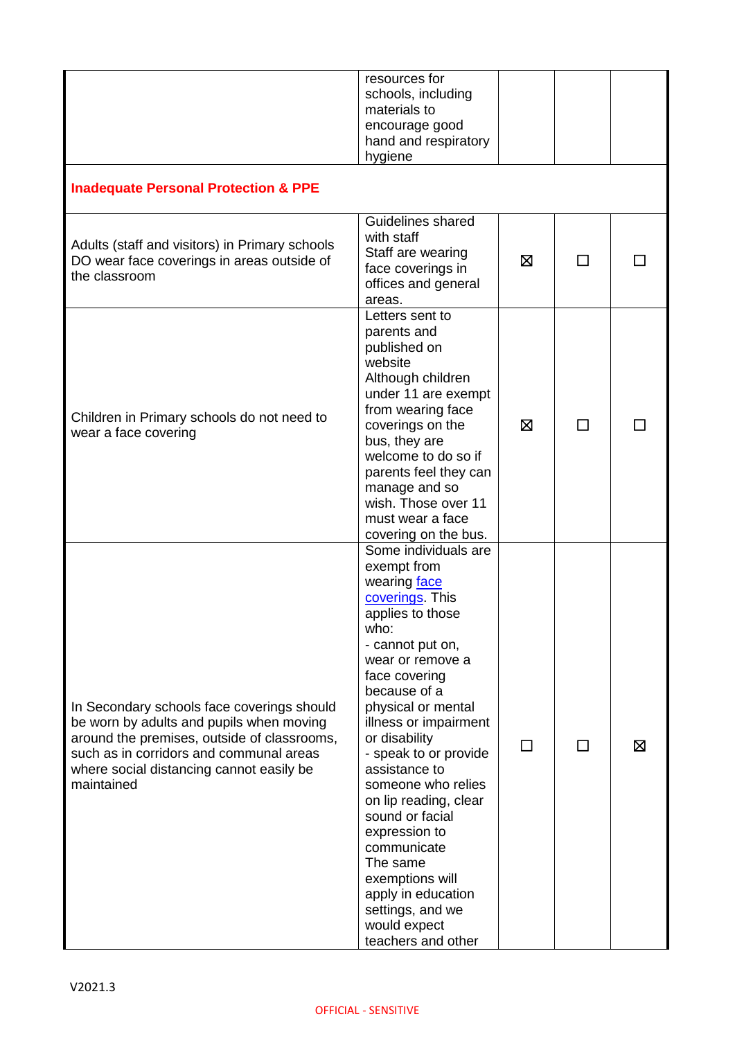| | | | | |
|---|---|---|---|---|
| | resources for schools, including materials to encourage good hand and respiratory hygiene | | | |
| **Inadequate Personal Protection & PPE** | | | | |
| Adults (staff and visitors) in Primary schools DO wear face coverings in areas outside of the classroom | Guidelines shared with staff<br>Staff are wearing face coverings in offices and general areas. | ☒ | ☐ | ☐ |
| Children in Primary schools do not need to wear a face covering | Letters sent to parents and published on website<br>Although children under 11 are exempt from wearing face coverings on the bus, they are welcome to do so if parents feel they can manage and so wish. Those over 11 must wear a face covering on the bus. | ☒ | ☐ | ☐ |
| In Secondary schools face coverings should be worn by adults and pupils when moving around the premises, outside of classrooms, such as in corridors and communal areas where social distancing cannot easily be maintained | Some individuals are exempt from wearing face coverings. This applies to those who:<br>- cannot put on, wear or remove a face covering because of a physical or mental illness or impairment or disability<br>- speak to or provide assistance to someone who relies on lip reading, clear sound or facial expression to communicate<br>The same exemptions will apply in education settings, and we would expect teachers and other | ☐ | ☐ | ☒ |

V2021.3

OFFICIAL - SENSITIVE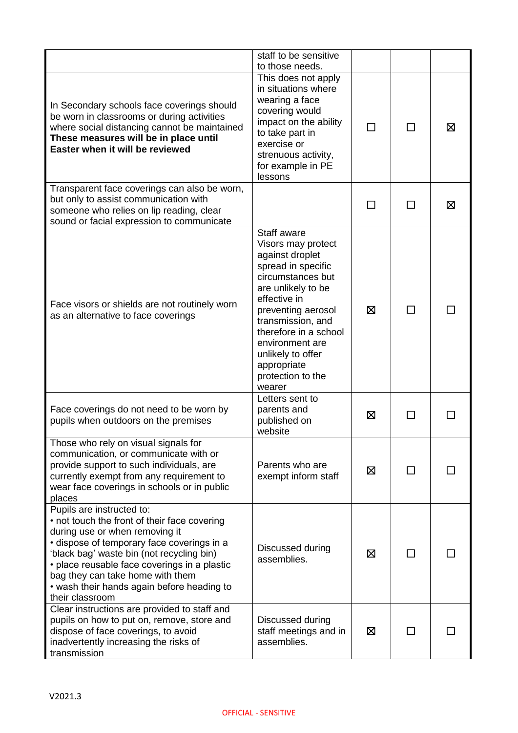| | | | | |
|---|---|---|---|---|
| | staff to be sensitive to those needs. | | | |
| In Secondary schools face coverings should be worn in classrooms or during activities where social distancing cannot be maintained **These measures will be in place until Easter when it will be reviewed** | This does not apply in situations where wearing a face covering would impact on the ability to take part in exercise or strenuous activity, for example in PE lessons | ☐ | ☐ | ☒ |
| Transparent face coverings can also be worn, but only to assist communication with someone who relies on lip reading, clear sound or facial expression to communicate | | ☐ | ☐ | ☒ |
| Face visors or shields are not routinely worn as an alternative to face coverings | Staff aware Visors may protect against droplet spread in specific circumstances but are unlikely to be effective in preventing aerosol transmission, and therefore in a school environment are unlikely to offer appropriate protection to the wearer | ☒ | ☐ | ☐ |
| Face coverings do not need to be worn by pupils when outdoors on the premises | Letters sent to parents and published on website | ☒ | ☐ | ☐ |
| Those who rely on visual signals for communication, or communicate with or provide support to such individuals, are currently exempt from any requirement to wear face coverings in schools or in public places | Parents who are exempt inform staff | ☒ | ☐ | ☐ |
| Pupils are instructed to:<br>• not touch the front of their face covering during use or when removing it<br>• dispose of temporary face coverings in a 'black bag' waste bin (not recycling bin)<br>• place reusable face coverings in a plastic bag they can take home with them<br>• wash their hands again before heading to their classroom | Discussed during assemblies. | ☒ | ☐ | ☐ |
| Clear instructions are provided to staff and pupils on how to put on, remove, store and dispose of face coverings, to avoid inadvertently increasing the risks of transmission | Discussed during staff meetings and in assemblies. | ☒ | ☐ | ☐ |

V2021.3

OFFICIAL - SENSITIVE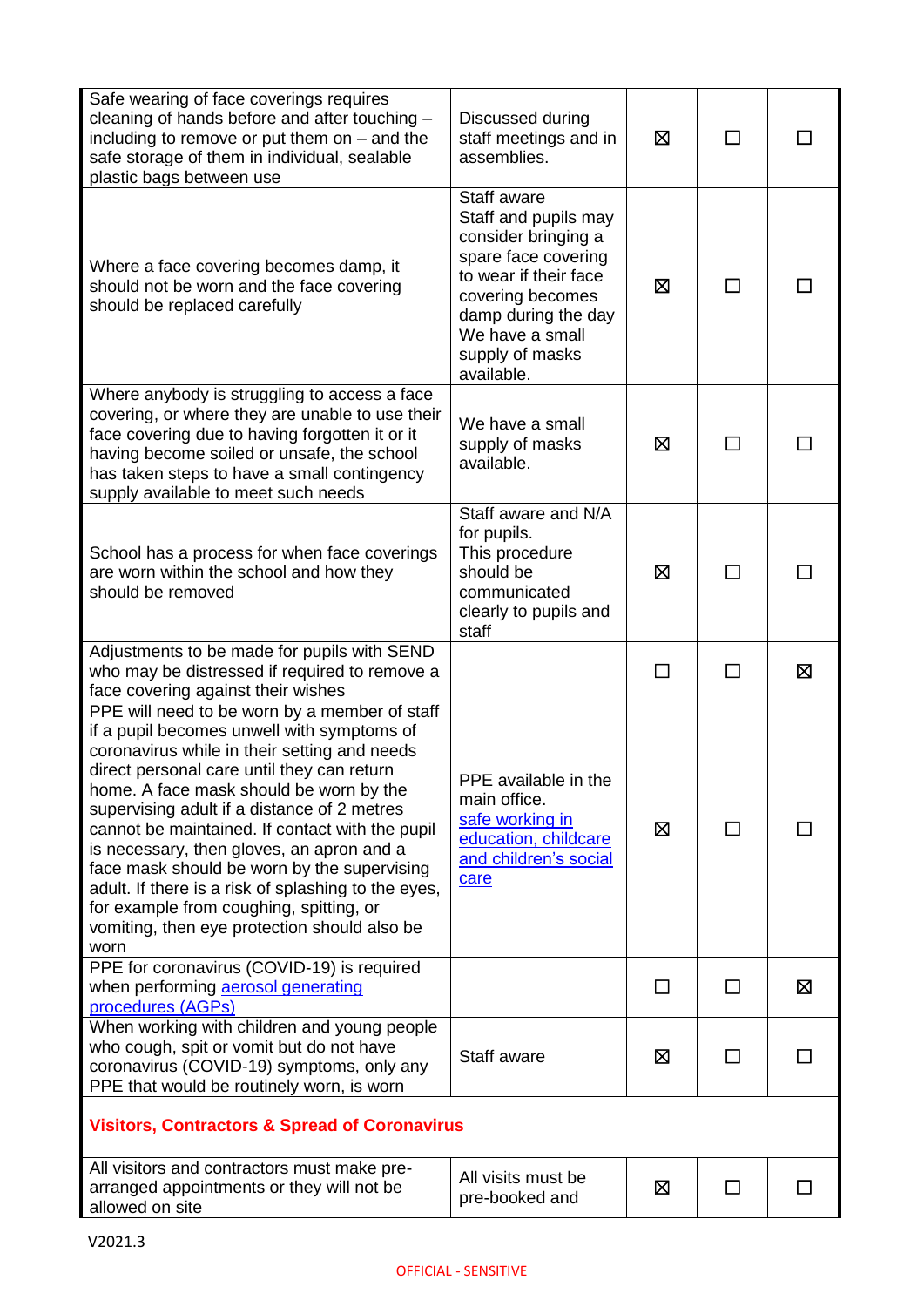| | | | | |
|---|---|---|---|---|
| Safe wearing of face coverings requires cleaning of hands before and after touching – including to remove or put them on – and the safe storage of them in individual, sealable plastic bags between use | Discussed during staff meetings and in assemblies. | ☒ | ☐ | ☐ |
| Where a face covering becomes damp, it should not be worn and the face covering should be replaced carefully | Staff aware<br>Staff and pupils may consider bringing a spare face covering to wear if their face covering becomes damp during the day<br>We have a small supply of masks available. | ☒ | ☐ | ☐ |
| Where anybody is struggling to access a face covering, or where they are unable to use their face covering due to having forgotten it or it having become soiled or unsafe, the school has taken steps to have a small contingency supply available to meet such needs | We have a small supply of masks available. | ☒ | ☐ | ☐ |
| School has a process for when face coverings are worn within the school and how they should be removed | Staff aware and N/A for pupils.<br>This procedure should be communicated clearly to pupils and staff | ☒ | ☐ | ☐ |
| Adjustments to be made for pupils with SEND who may be distressed if required to remove a face covering against their wishes | | ☐ | ☐ | ☒ |
| PPE will need to be worn by a member of staff if a pupil becomes unwell with symptoms of coronavirus while in their setting and needs direct personal care until they can return home. A face mask should be worn by the supervising adult if a distance of 2 metres cannot be maintained. If contact with the pupil is necessary, then gloves, an apron and a face mask should be worn by the supervising adult. If there is a risk of splashing to the eyes, for example from coughing, spitting, or vomiting, then eye protection should also be worn | PPE available in the main office.<br>safe working in education, childcare and children's social care | ☒ | ☐ | ☐ |
| PPE for coronavirus (COVID-19) is required when performing aerosol generating procedures (AGPs) | | ☐ | ☐ | ☒ |
| When working with children and young people who cough, spit or vomit but do not have coronavirus (COVID-19) symptoms, only any PPE that would be routinely worn, is worn | Staff aware | ☒ | ☐ | ☐ |
| **Visitors, Contractors & Spread of Coronavirus** | | | | |
| All visitors and contractors must make pre-arranged appointments or they will not be allowed on site | All visits must be pre-booked and | ☒ | ☐ | ☐ |

V2021.3

OFFICIAL - SENSITIVE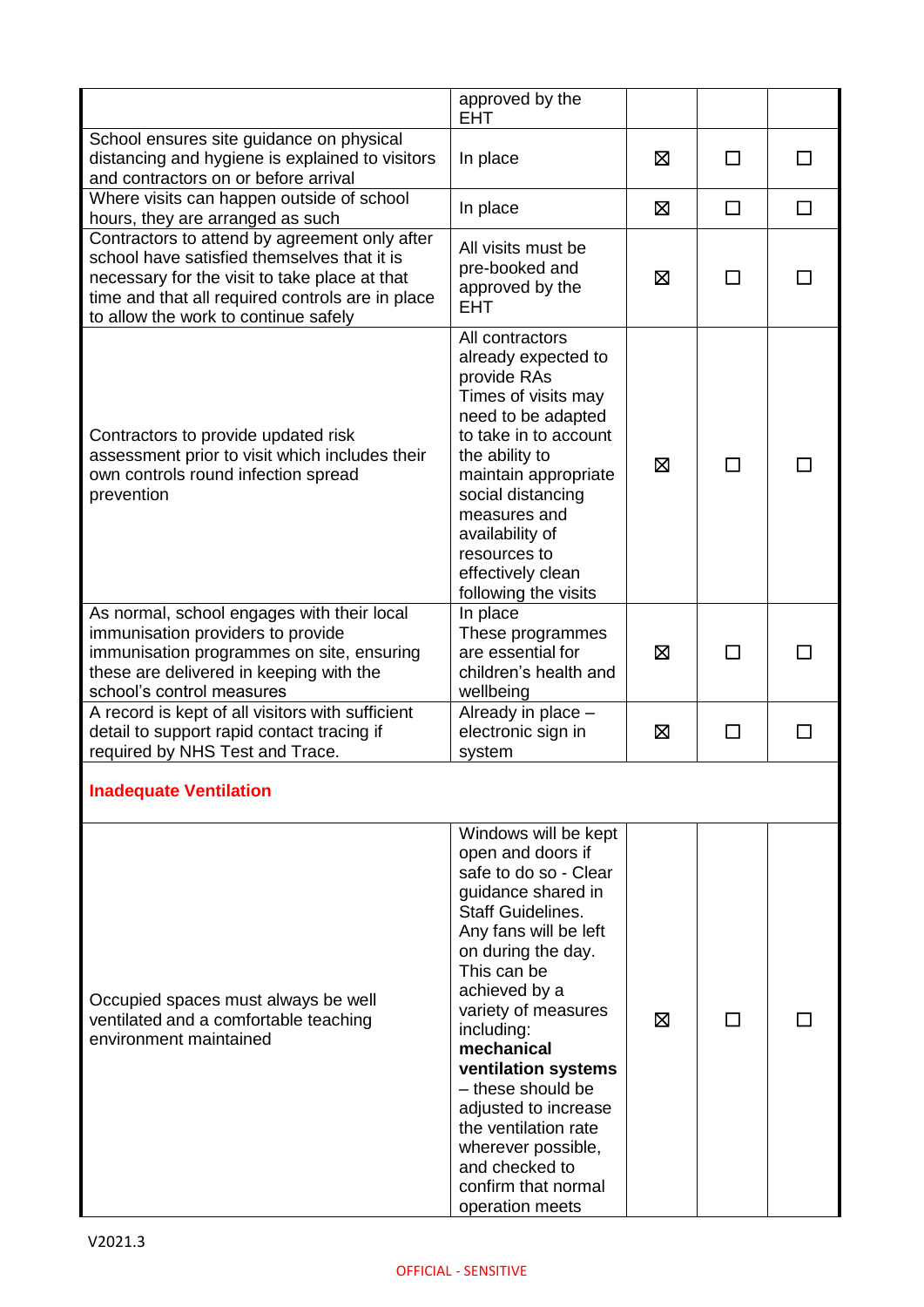| | | | | |
|---|---|---|---|---|
| | approved by the EHT | | | |
| School ensures site guidance on physical distancing and hygiene is explained to visitors and contractors on or before arrival | In place | ☒ | ☐ | ☐ |
| Where visits can happen outside of school hours, they are arranged as such | In place | ☒ | ☐ | ☐ |
| Contractors to attend by agreement only after school have satisfied themselves that it is necessary for the visit to take place at that time and that all required controls are in place to allow the work to continue safely | All visits must be pre-booked and approved by the EHT | ☒ | ☐ | ☐ |
| Contractors to provide updated risk assessment prior to visit which includes their own controls round infection spread prevention | All contractors already expected to provide RAs Times of visits may need to be adapted to take in to account the ability to maintain appropriate social distancing measures and availability of resources to effectively clean following the visits | ☒ | ☐ | ☐ |
| As normal, school engages with their local immunisation providers to provide immunisation programmes on site, ensuring these are delivered in keeping with the school's control measures | In place These programmes are essential for children's health and wellbeing | ☒ | ☐ | ☐ |
| A record is kept of all visitors with sufficient detail to support rapid contact tracing if required by NHS Test and Trace. | Already in place – electronic sign in system | ☒ | ☐ | ☐ |
| **Inadequate Ventilation** | | | | |
| Occupied spaces must always be well ventilated and a comfortable teaching environment maintained | Windows will be kept open and doors if safe to do so - Clear guidance shared in Staff Guidelines. Any fans will be left on during the day. This can be achieved by a variety of measures including: **mechanical ventilation systems** – these should be adjusted to increase the ventilation rate wherever possible, and checked to confirm that normal operation meets | ☒ | ☐ | ☐ |

V2021.3

OFFICIAL - SENSITIVE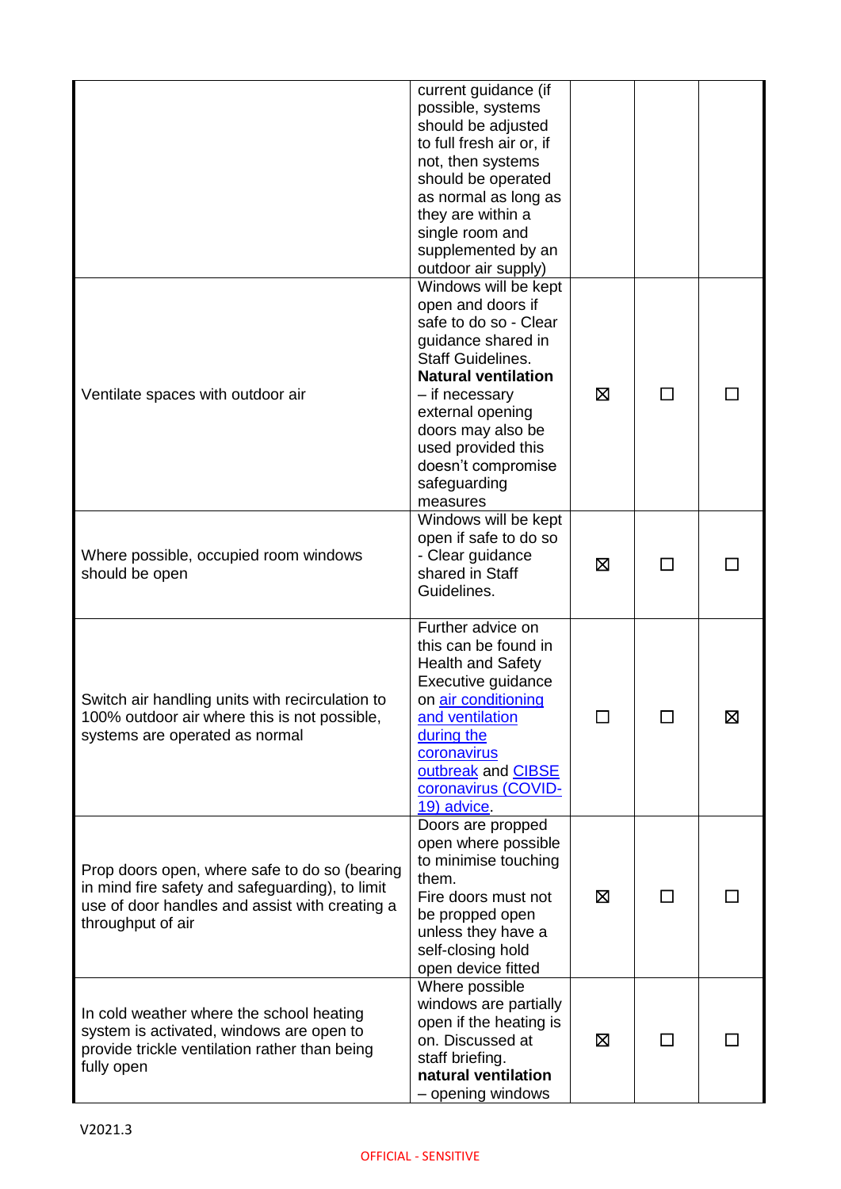| | | | | |
|---|---|---|---|---|
| | current guidance (if possible, systems should be adjusted to full fresh air or, if not, then systems should be operated as normal as long as they are within a single room and supplemented by an outdoor air supply) | | | |
| Ventilate spaces with outdoor air | Windows will be kept open and doors if safe to do so - Clear guidance shared in Staff Guidelines. **Natural ventilation** – if necessary external opening doors may also be used provided this doesn't compromise safeguarding measures | ☒ | ☐ | ☐ |
| Where possible, occupied room windows should be open | Windows will be kept open if safe to do so - Clear guidance shared in Staff Guidelines. | ☒ | ☐ | ☐ |
| Switch air handling units with recirculation to 100% outdoor air where this is not possible, systems are operated as normal | Further advice on this can be found in Health and Safety Executive guidance on [air conditioning and ventilation during the coronavirus outbreak](air conditioning and ventilation during the coronavirus outbreak) and [CIBSE coronavirus (COVID-19) advice](CIBSE coronavirus (COVID-19) advice). | ☐ | ☐ | ☒ |
| Prop doors open, where safe to do so (bearing in mind fire safety and safeguarding), to limit use of door handles and assist with creating a throughput of air | Doors are propped open where possible to minimise touching them. Fire doors must not be propped open unless they have a self-closing hold open device fitted | ☒ | ☐ | ☐ |
| In cold weather where the school heating system is activated, windows are open to provide trickle ventilation rather than being fully open | Where possible windows are partially open if the heating is on. Discussed at staff briefing. **natural ventilation** – opening windows | ☒ | ☐ | ☐ |

V2021.3

OFFICIAL - SENSITIVE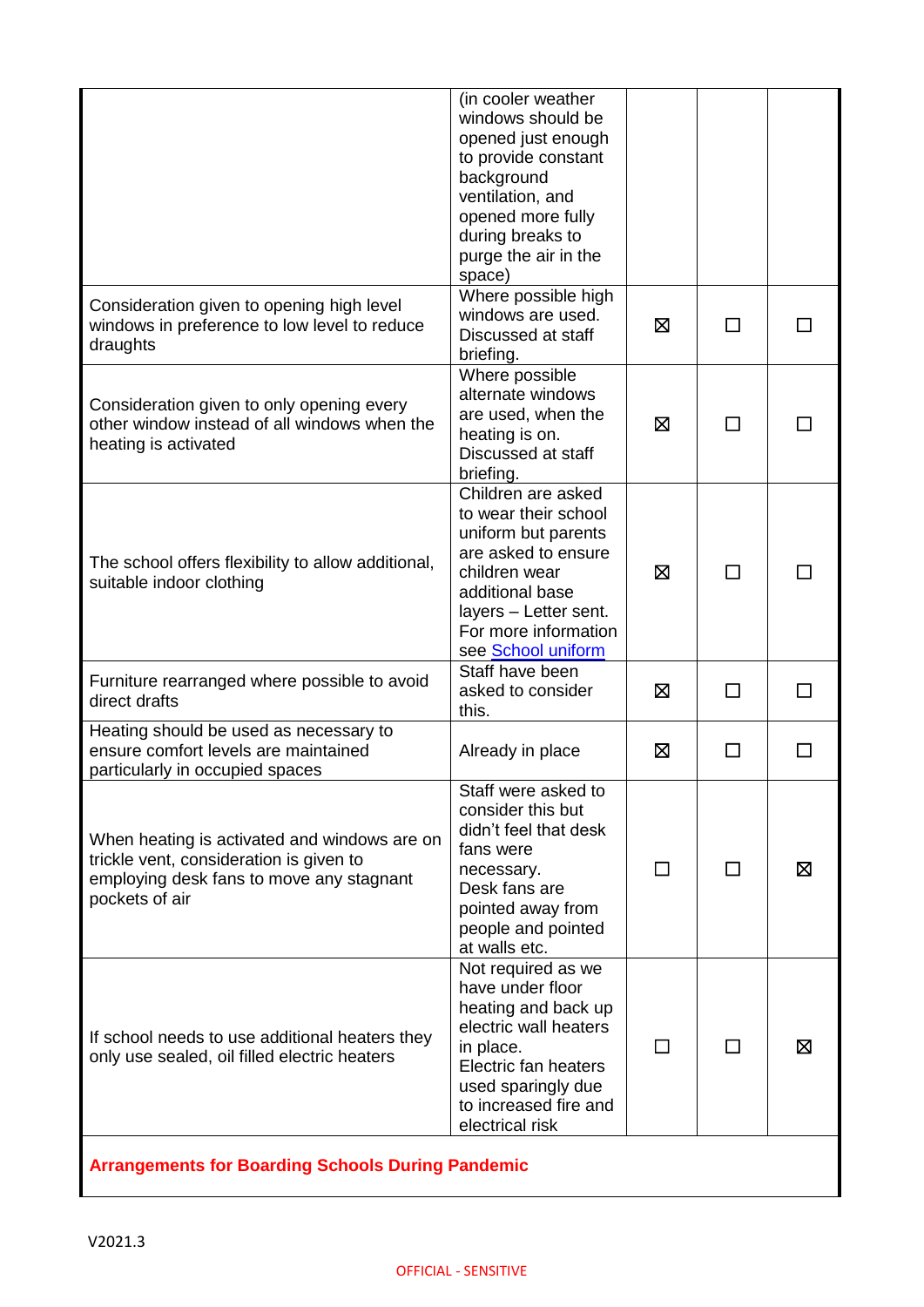| | | | | |
|---|---|---|---|---|
| | (in cooler weather windows should be opened just enough to provide constant background ventilation, and opened more fully during breaks to purge the air in the space) | | | |
| Consideration given to opening high level windows in preference to low level to reduce draughts | Where possible high windows are used. Discussed at staff briefing. | ☒ | ☐ | ☐ |
| Consideration given to only opening every other window instead of all windows when the heating is activated | Where possible alternate windows are used, when the heating is on. Discussed at staff briefing. | ☒ | ☐ | ☐ |
| The school offers flexibility to allow additional, suitable indoor clothing | Children are asked to wear their school uniform but parents are asked to ensure children wear additional base layers – Letter sent. For more information see School uniform | ☒ | ☐ | ☐ |
| Furniture rearranged where possible to avoid direct drafts | Staff have been asked to consider this. | ☒ | ☐ | ☐ |
| Heating should be used as necessary to ensure comfort levels are maintained particularly in occupied spaces | Already in place | ☒ | ☐ | ☐ |
| When heating is activated and windows are on trickle vent, consideration is given to employing desk fans to move any stagnant pockets of air | Staff were asked to consider this but didn't feel that desk fans were necessary. Desk fans are pointed away from people and pointed at walls etc. | ☐ | ☐ | ☒ |
| If school needs to use additional heaters they only use sealed, oil filled electric heaters | Not required as we have under floor heating and back up electric wall heaters in place. Electric fan heaters used sparingly due to increased fire and electrical risk | ☐ | ☐ | ☒ |
| **Arrangements for Boarding Schools During Pandemic** | | | | |

V2021.3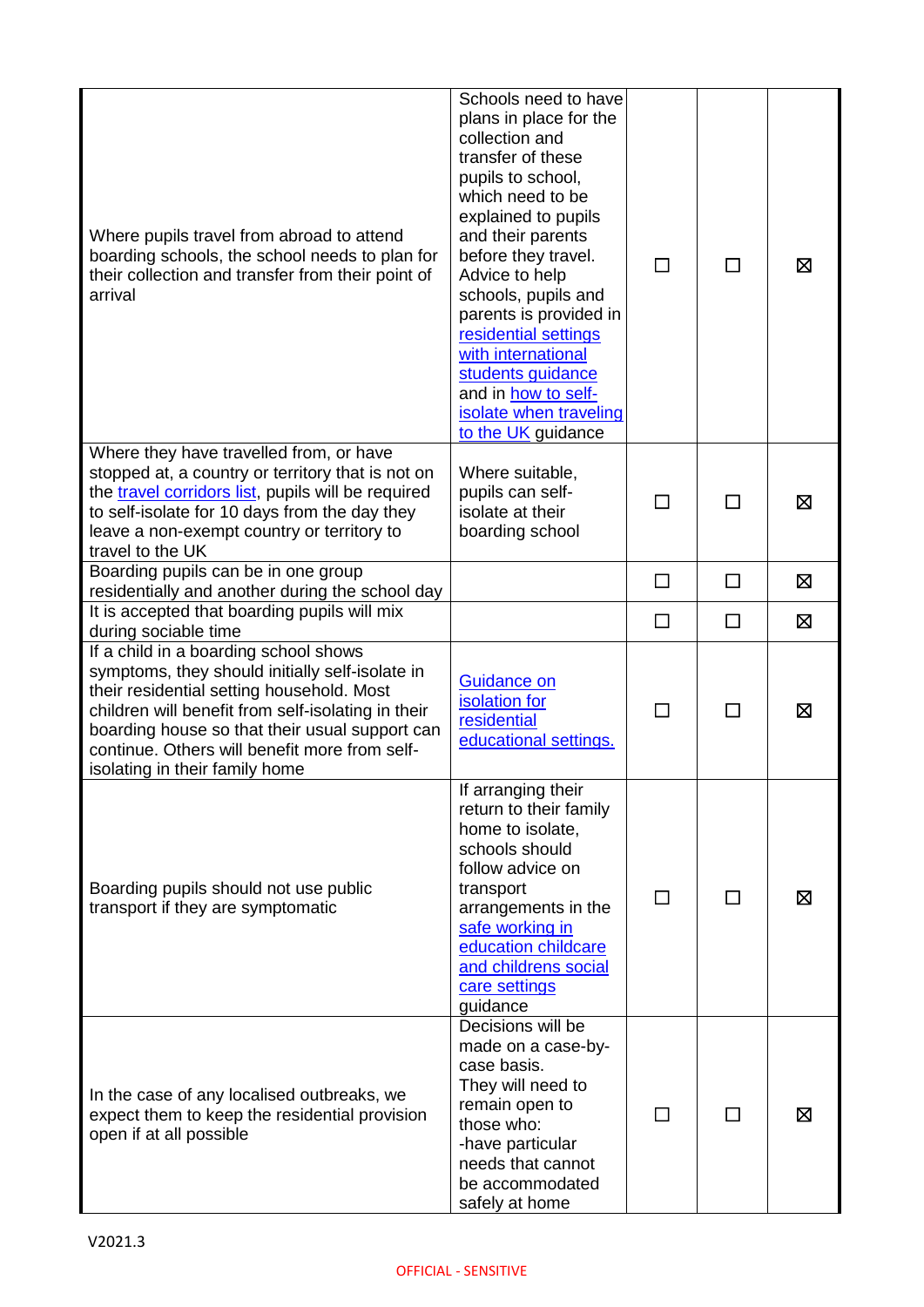| | | | | |
|---|---|---|---|---|
| Where pupils travel from abroad to attend boarding schools, the school needs to plan for their collection and transfer from their point of arrival | Schools need to have plans in place for the collection and transfer of these pupils to school, which need to be explained to pupils and their parents before they travel. Advice to help schools, pupils and parents is provided in [residential settings with international students guidance]() and in [how to self-isolate when traveling to the UK]() guidance | ☐ | ☐ | ☒ |
| Where they have travelled from, or have stopped at, a country or territory that is not on the [travel corridors list](), pupils will be required to self-isolate for 10 days from the day they leave a non-exempt country or territory to travel to the UK | Where suitable, pupils can self-isolate at their boarding school | ☐ | ☐ | ☒ |
| Boarding pupils can be in one group residentially and another during the school day | | ☐ | ☐ | ☒ |
| It is accepted that boarding pupils will mix during sociable time | | ☐ | ☐ | ☒ |
| If a child in a boarding school shows symptoms, they should initially self-isolate in their residential setting household. Most children will benefit from self-isolating in their boarding house so that their usual support can continue. Others will benefit more from self-isolating in their family home | [Guidance on isolation for residential educational settings.]() | ☐ | ☐ | ☒ |
| Boarding pupils should not use public transport if they are symptomatic | If arranging their return to their family home to isolate, schools should follow advice on transport arrangements in the [safe working in education childcare and childrens social care settings]() guidance | ☐ | ☐ | ☒ |
| In the case of any localised outbreaks, we expect them to keep the residential provision open if at all possible | Decisions will be made on a case-by-case basis. They will need to remain open to those who: -have particular needs that cannot be accommodated safely at home | ☐ | ☐ | ☒ |

V2021.3

OFFICIAL - SENSITIVE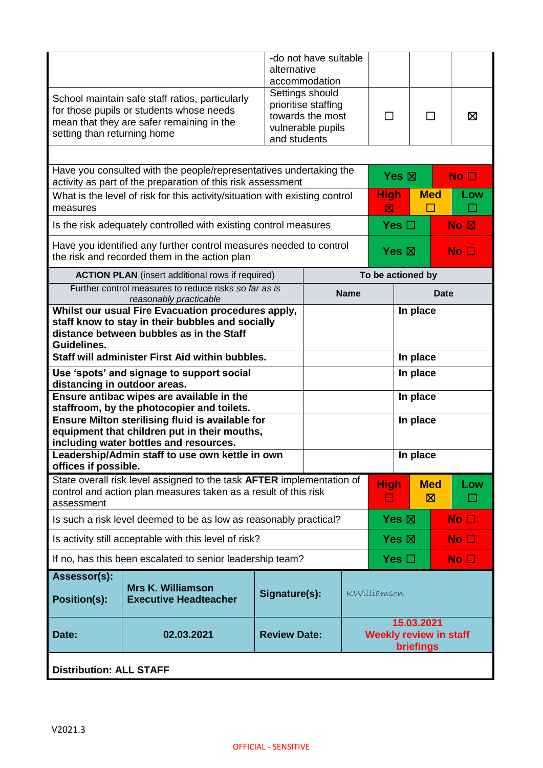| | | | | |
|---|---|---|---|---|
| | -do not have suitable alternative accommodation | | | |
| School maintain safe staff ratios, particularly for those pupils or students whose needs mean that they are safer remaining in the setting than returning home | Settings should prioritise staffing towards the most vulnerable pupils and students | ☐ | ☐ | ☒ |

| | | | |
|---|---|---|---|
| Have you consulted with the people/representatives undertaking the activity as part of the preparation of this risk assessment | Yes ☒ | | No ☐ |
| What is the level of risk for this activity/situation with existing control measures | High ☒ | Med ☐ | Low ☐ |
| Is the risk adequately controlled with existing control measures | Yes ☐ | | No ☒ |
| Have you identified any further control measures needed to control the risk and recorded them in the action plan | Yes ☒ | | No ☐ |

| **ACTION PLAN** (insert additional rows if required) | To be actioned by | |
|---|---|---|
| Further control measures to reduce risks *so far as is reasonably practicable* | **Name** | **Date** |
| **Whilst our usual Fire Evacuation procedures apply, staff know to stay in their bubbles and socially distance between bubbles as in the Staff Guidelines.** | | **In place** |
| **Staff will administer First Aid within bubbles.** | | **In place** |
| **Use 'spots' and signage to support social distancing in outdoor areas.** | | **In place** |
| **Ensure antibac wipes are available in the staffroom, by the photocopier and toilets.** | | **In place** |
| **Ensure Milton sterilising fluid is available for equipment that children put in their mouths, including water bottles and resources.** | | **In place** |
| **Leadership/Admin staff to use own kettle in own offices if possible.** | | **In place** |

| | | | |
|---|---|---|---|
| State overall risk level assigned to the task **AFTER** implementation of control and action plan measures taken as a result of this risk assessment | High ☐ | Med ☒ | Low ☐ |
| Is such a risk level deemed to be as low as reasonably practical? | Yes ☒ | | No ☐ |
| Is activity still acceptable with this level of risk? | Yes ☒ | | No ☐ |
| If no, has this been escalated to senior leadership team? | Yes ☐ | | No ☐ |

| | | | |
|---|---|---|---|
| **Assessor(s):** **Position(s):** | **Mrs K. Williamson Executive Headteacher** | **Signature(s):** | KWilliamson |
| **Date:** | **02.03.2021** | **Review Date:** | **15.03.2021 Weekly review in staff briefings** |

**Distribution: ALL STAFF**

V2021.3

OFFICIAL - SENSITIVE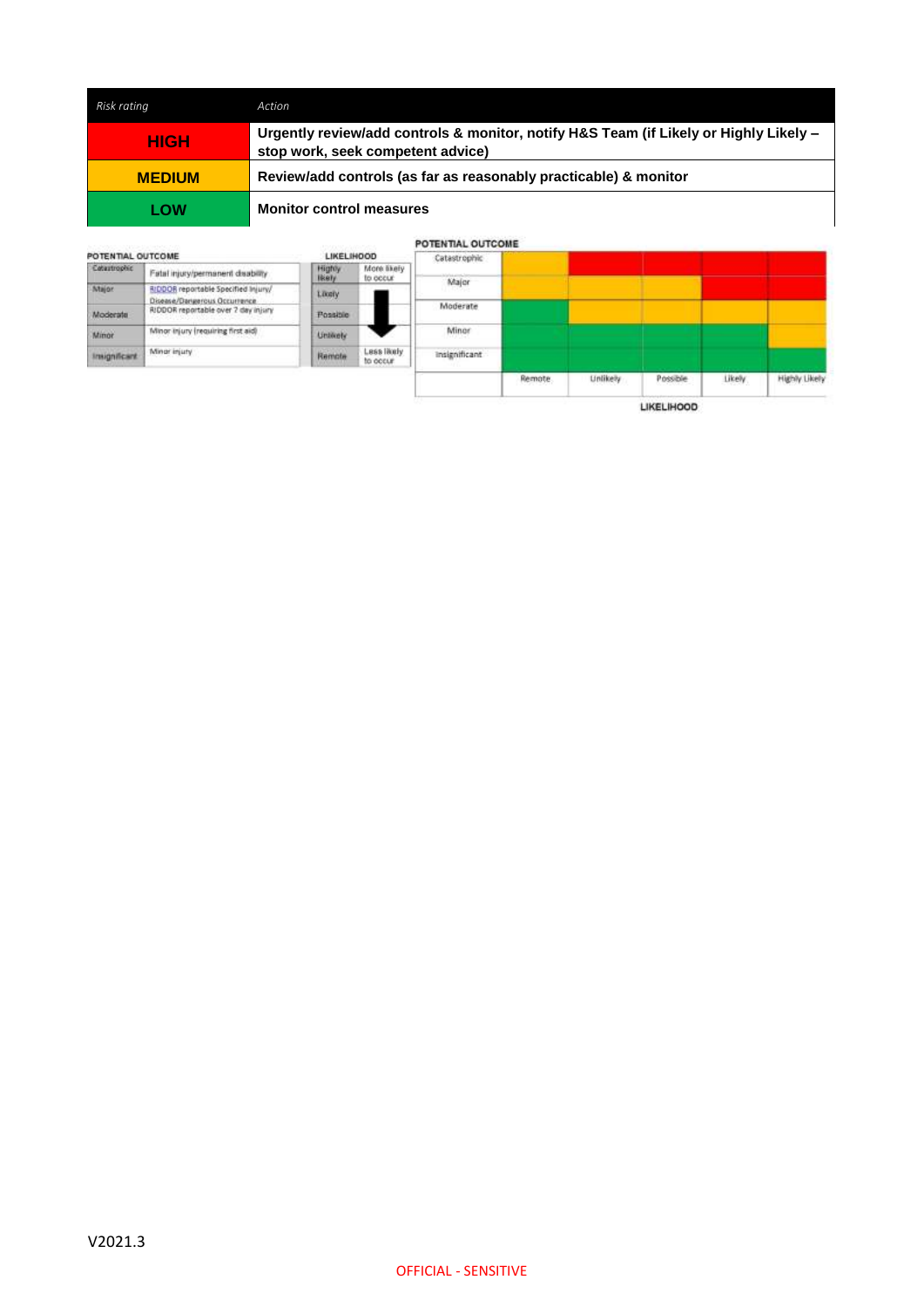| *Risk rating* | *Action* |
|---|---|
| **HIGH** | **Urgently review/add controls & monitor, notify H&S Team (if Likely or Highly Likely – stop work, seek competent advice)** |
| **MEDIUM** | **Review/add controls (as far as reasonably practicable) & monitor** |
| **LOW** | **Monitor control measures** |

POTENTIAL OUTCOME

| | |
|---|---|
| Catastrophic | Fatal injury/permanent disability |
| Major | RIDDOR reportable Specified Injury/ Disease/Dangerous Occurrence |
| Moderate | RIDDOR reportable over 7 day injury |
| Minor | Minor injury (requiring first aid) |
| Insignificant | Minor injury |

LIKELIHOOD

| | |
|---|---|
| Highly likely | More likely to occur |
| Likely | |
| Possible | |
| Unlikely | |
| Remote | Less likely to occur |

POTENTIAL OUTCOME

| | Remote | Unlikely | Possible | Likely | Highly Likely |
|---|---|---|---|---|---|
| Catastrophic | MEDIUM | HIGH | HIGH | HIGH | HIGH |
| Major | MEDIUM | MEDIUM | MEDIUM | HIGH | HIGH |
| Moderate | LOW | MEDIUM | MEDIUM | MEDIUM | MEDIUM |
| Minor | LOW | LOW | LOW | LOW | MEDIUM |
| Insignificant | LOW | LOW | LOW | LOW | LOW |

LIKELIHOOD

V2021.3

OFFICIAL - SENSITIVE